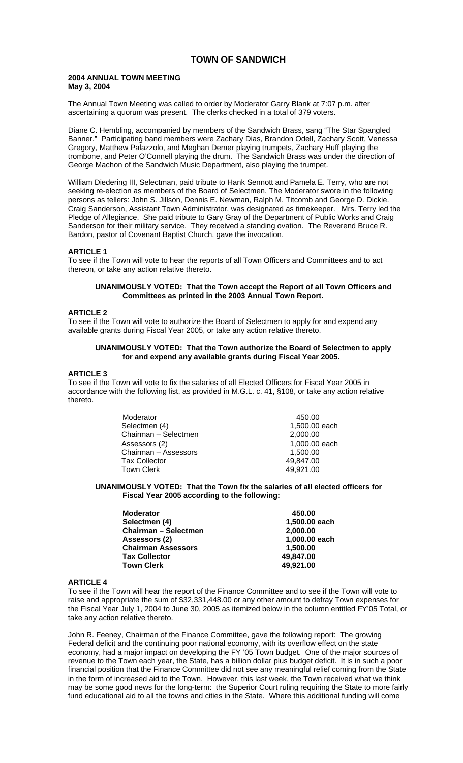# TOWN OF SANDWICH

**2004 ANNUAL TOWN MEETING**
**May 3, 2004**

The Annual Town Meeting was called to order by Moderator Garry Blank at 7:07 p.m. after ascertaining a quorum was present. The clerks checked in a total of 379 voters.

Diane C. Hembling, accompanied by members of the Sandwich Brass, sang "The Star Spangled Banner." Participating band members were Zachary Dias, Brandon Odell, Zachary Scott, Venessa Gregory, Matthew Palazzolo, and Meghan Demer playing trumpets, Zachary Huff playing the trombone, and Peter O'Connell playing the drum. The Sandwich Brass was under the direction of George Machon of the Sandwich Music Department, also playing the trumpet.

William Diedering III, Selectman, paid tribute to Hank Sennott and Pamela E. Terry, who are not seeking re-election as members of the Board of Selectmen. The Moderator swore in the following persons as tellers: John S. Jillson, Dennis E. Newman, Ralph M. Titcomb and George D. Dickie. Craig Sanderson, Assistant Town Administrator, was designated as timekeeper. Mrs. Terry led the Pledge of Allegiance. She paid tribute to Gary Gray of the Department of Public Works and Craig Sanderson for their military service. They received a standing ovation. The Reverend Bruce R. Bardon, pastor of Covenant Baptist Church, gave the invocation.

**ARTICLE 1**

To see if the Town will vote to hear the reports of all Town Officers and Committees and to act thereon, or take any action relative thereto.

**UNANIMOUSLY VOTED: That the Town accept the Report of all Town Officers and Committees as printed in the 2003 Annual Town Report.**

**ARTICLE 2**

To see if the Town will vote to authorize the Board of Selectmen to apply for and expend any available grants during Fiscal Year 2005, or take any action relative thereto.

**UNANIMOUSLY VOTED: That the Town authorize the Board of Selectmen to apply for and expend any available grants during Fiscal Year 2005.**

**ARTICLE 3**

To see if the Town will vote to fix the salaries of all Elected Officers for Fiscal Year 2005 in accordance with the following list, as provided in M.G.L. c. 41, §108, or take any action relative thereto.

| | |
|---|---|
| Moderator | 450.00 |
| Selectmen (4) | 1,500.00 each |
| Chairman – Selectmen | 2,000.00 |
| Assessors (2) | 1,000.00 each |
| Chairman – Assessors | 1,500.00 |
| Tax Collector | 49,847.00 |
| Town Clerk | 49,921.00 |

**UNANIMOUSLY VOTED: That the Town fix the salaries of all elected officers for Fiscal Year 2005 according to the following:**

| | |
|---|---|
| **Moderator** | **450.00** |
| **Selectmen (4)** | **1,500.00 each** |
| **Chairman – Selectmen** | **2,000.00** |
| **Assessors (2)** | **1,000.00 each** |
| **Chairman Assessors** | **1,500.00** |
| **Tax Collector** | **49,847.00** |
| **Town Clerk** | **49,921.00** |

**ARTICLE 4**

To see if the Town will hear the report of the Finance Committee and to see if the Town will vote to raise and appropriate the sum of $32,331,448.00 or any other amount to defray Town expenses for the Fiscal Year July 1, 2004 to June 30, 2005 as itemized below in the column entitled FY'05 Total, or take any action relative thereto.

John R. Feeney, Chairman of the Finance Committee, gave the following report: The growing Federal deficit and the continuing poor national economy, with its overflow effect on the state economy, had a major impact on developing the FY '05 Town budget. One of the major sources of revenue to the Town each year, the State, has a billion dollar plus budget deficit. It is in such a poor financial position that the Finance Committee did not see any meaningful relief coming from the State in the form of increased aid to the Town. However, this last week, the Town received what we think may be some good news for the long-term: the Superior Court ruling requiring the State to more fairly fund educational aid to all the towns and cities in the State. Where this additional funding will come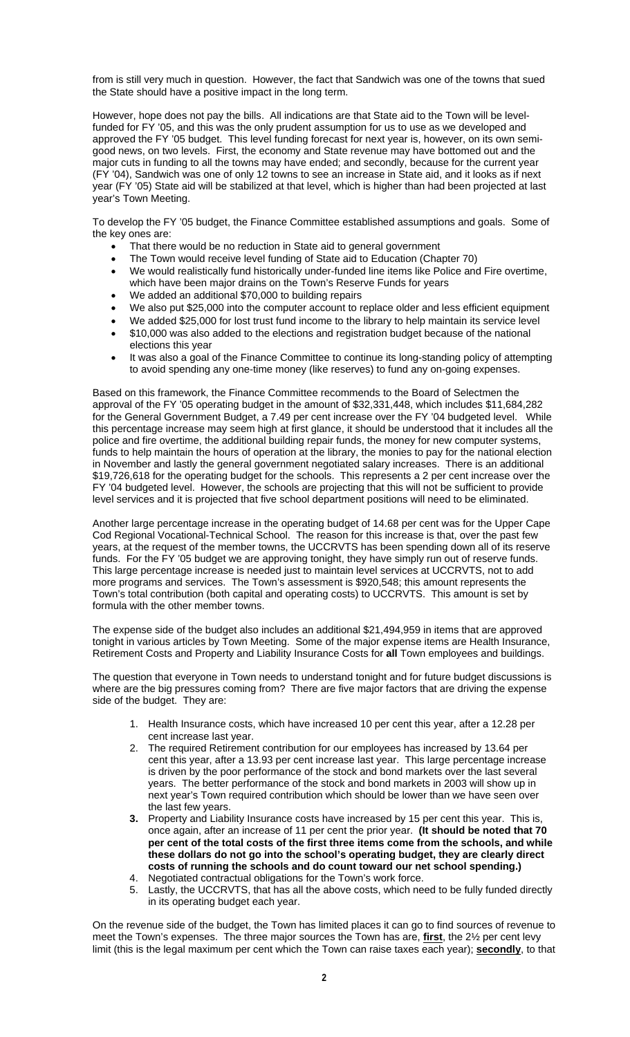from is still very much in question. However, the fact that Sandwich was one of the towns that sued the State should have a positive impact in the long term.

However, hope does not pay the bills. All indications are that State aid to the Town will be level-funded for FY '05, and this was the only prudent assumption for us to use as we developed and approved the FY '05 budget. This level funding forecast for next year is, however, on its own semi-good news, on two levels. First, the economy and State revenue may have bottomed out and the major cuts in funding to all the towns may have ended; and secondly, because for the current year (FY '04), Sandwich was one of only 12 towns to see an increase in State aid, and it looks as if next year (FY '05) State aid will be stabilized at that level, which is higher than had been projected at last year's Town Meeting.

To develop the FY '05 budget, the Finance Committee established assumptions and goals. Some of the key ones are:

- That there would be no reduction in State aid to general government
- The Town would receive level funding of State aid to Education (Chapter 70)
- We would realistically fund historically under-funded line items like Police and Fire overtime, which have been major drains on the Town's Reserve Funds for years
- We added an additional $70,000 to building repairs
- We also put $25,000 into the computer account to replace older and less efficient equipment
- We added $25,000 for lost trust fund income to the library to help maintain its service level
- $10,000 was also added to the elections and registration budget because of the national elections this year
- It was also a goal of the Finance Committee to continue its long-standing policy of attempting to avoid spending any one-time money (like reserves) to fund any on-going expenses.

Based on this framework, the Finance Committee recommends to the Board of Selectmen the approval of the FY '05 operating budget in the amount of $32,331,448, which includes $11,684,282 for the General Government Budget, a 7.49 per cent increase over the FY '04 budgeted level. While this percentage increase may seem high at first glance, it should be understood that it includes all the police and fire overtime, the additional building repair funds, the money for new computer systems, funds to help maintain the hours of operation at the library, the monies to pay for the national election in November and lastly the general government negotiated salary increases. There is an additional $19,726,618 for the operating budget for the schools. This represents a 2 per cent increase over the FY '04 budgeted level. However, the schools are projecting that this will not be sufficient to provide level services and it is projected that five school department positions will need to be eliminated.

Another large percentage increase in the operating budget of 14.68 per cent was for the Upper Cape Cod Regional Vocational-Technical School. The reason for this increase is that, over the past few years, at the request of the member towns, the UCCRVTS has been spending down all of its reserve funds. For the FY '05 budget we are approving tonight, they have simply run out of reserve funds. This large percentage increase is needed just to maintain level services at UCCRVTS, not to add more programs and services. The Town's assessment is $920,548; this amount represents the Town's total contribution (both capital and operating costs) to UCCRVTS. This amount is set by formula with the other member towns.

The expense side of the budget also includes an additional $21,494,959 in items that are approved tonight in various articles by Town Meeting. Some of the major expense items are Health Insurance, Retirement Costs and Property and Liability Insurance Costs for **all** Town employees and buildings.

The question that everyone in Town needs to understand tonight and for future budget discussions is where are the big pressures coming from? There are five major factors that are driving the expense side of the budget. They are:

1. Health Insurance costs, which have increased 10 per cent this year, after a 12.28 per cent increase last year.
2. The required Retirement contribution for our employees has increased by 13.64 per cent this year, after a 13.93 per cent increase last year. This large percentage increase is driven by the poor performance of the stock and bond markets over the last several years. The better performance of the stock and bond markets in 2003 will show up in next year's Town required contribution which should be lower than we have seen over the last few years.
3. Property and Liability Insurance costs have increased by 15 per cent this year. This is, once again, after an increase of 11 per cent the prior year. **(It should be noted that 70 per cent of the total costs of the first three items come from the schools, and while these dollars do not go into the school's operating budget, they are clearly direct costs of running the schools and do count toward our net school spending.)**
4. Negotiated contractual obligations for the Town's work force.
5. Lastly, the UCCRVTS, that has all the above costs, which need to be fully funded directly in its operating budget each year.

On the revenue side of the budget, the Town has limited places it can go to find sources of revenue to meet the Town's expenses. The three major sources the Town has are, <u>**first**</u>, the 2½ per cent levy limit (this is the legal maximum per cent which the Town can raise taxes each year); <u>**secondly**</u>, to that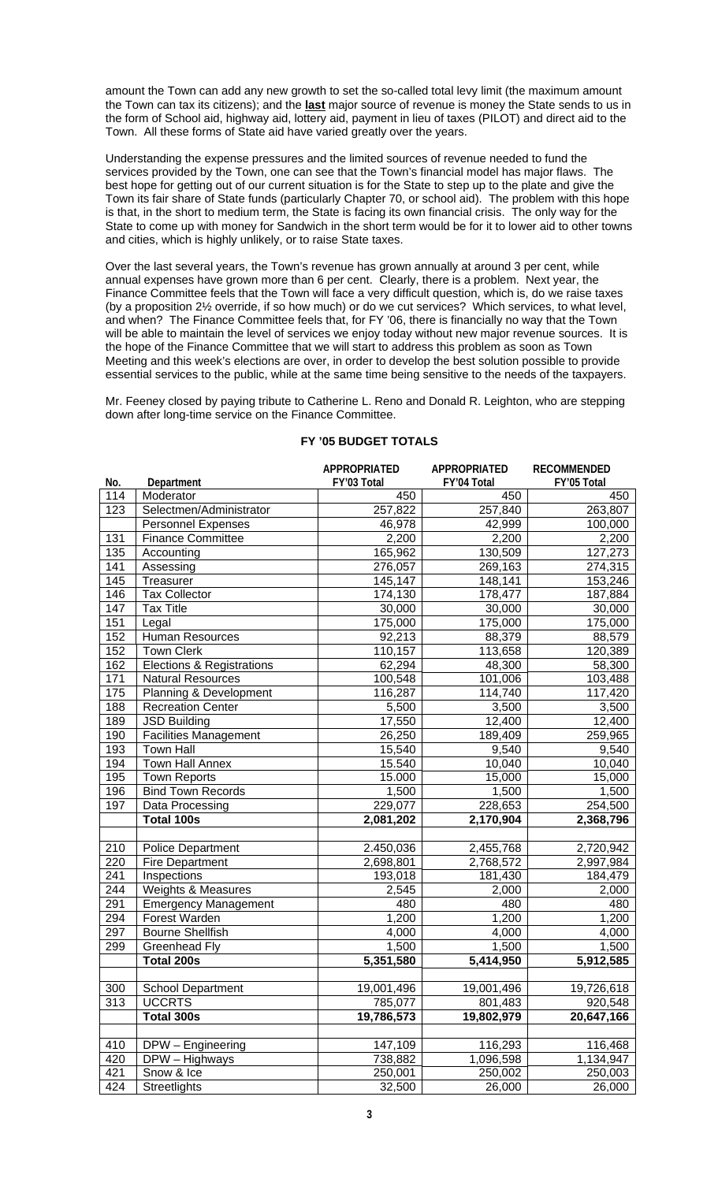amount the Town can add any new growth to set the so-called total levy limit (the maximum amount the Town can tax its citizens); and the **last** major source of revenue is money the State sends to us in the form of School aid, highway aid, lottery aid, payment in lieu of taxes (PILOT) and direct aid to the Town. All these forms of State aid have varied greatly over the years.

Understanding the expense pressures and the limited sources of revenue needed to fund the services provided by the Town, one can see that the Town's financial model has major flaws. The best hope for getting out of our current situation is for the State to step up to the plate and give the Town its fair share of State funds (particularly Chapter 70, or school aid). The problem with this hope is that, in the short to medium term, the State is facing its own financial crisis. The only way for the State to come up with money for Sandwich in the short term would be for it to lower aid to other towns and cities, which is highly unlikely, or to raise State taxes.

Over the last several years, the Town's revenue has grown annually at around 3 per cent, while annual expenses have grown more than 6 per cent. Clearly, there is a problem. Next year, the Finance Committee feels that the Town will face a very difficult question, which is, do we raise taxes (by a proposition 2½ override, if so how much) or do we cut services? Which services, to what level, and when? The Finance Committee feels that, for FY '06, there is financially no way that the Town will be able to maintain the level of services we enjoy today without new major revenue sources. It is the hope of the Finance Committee that we will start to address this problem as soon as Town Meeting and this week's elections are over, in order to develop the best solution possible to provide essential services to the public, while at the same time being sensitive to the needs of the taxpayers.

Mr. Feeney closed by paying tribute to Catherine L. Reno and Donald R. Leighton, who are stepping down after long-time service on the Finance Committee.

## FY '05 BUDGET TOTALS

| No. | Department | APPROPRIATED FY'03 Total | APPROPRIATED FY'04 Total | RECOMMENDED FY'05 Total |
|---|---|---|---|---|
| 114 | Moderator | 450 | 450 | 450 |
| 123 | Selectmen/Administrator | 257,822 | 257,840 | 263,807 |
| | Personnel Expenses | 46,978 | 42,999 | 100,000 |
| 131 | Finance Committee | 2,200 | 2,200 | 2,200 |
| 135 | Accounting | 165,962 | 130,509 | 127,273 |
| 141 | Assessing | 276,057 | 269,163 | 274,315 |
| 145 | Treasurer | 145,147 | 148,141 | 153,246 |
| 146 | Tax Collector | 174,130 | 178,477 | 187,884 |
| 147 | Tax Title | 30,000 | 30,000 | 30,000 |
| 151 | Legal | 175,000 | 175,000 | 175,000 |
| 152 | Human Resources | 92,213 | 88,379 | 88,579 |
| 152 | Town Clerk | 110,157 | 113,658 | 120,389 |
| 162 | Elections & Registrations | 62,294 | 48,300 | 58,300 |
| 171 | Natural Resources | 100,548 | 101,006 | 103,488 |
| 175 | Planning & Development | 116,287 | 114,740 | 117,420 |
| 188 | Recreation Center | 5,500 | 3,500 | 3,500 |
| 189 | JSD Building | 17,550 | 12,400 | 12,400 |
| 190 | Facilities Management | 26,250 | 189,409 | 259,965 |
| 193 | Town Hall | 15,540 | 9,540 | 9,540 |
| 194 | Town Hall Annex | 15.540 | 10,040 | 10,040 |
| 195 | Town Reports | 15.000 | 15,000 | 15,000 |
| 196 | Bind Town Records | 1,500 | 1,500 | 1,500 |
| 197 | Data Processing | 229,077 | 228,653 | 254,500 |
| | **Total 100s** | **2,081,202** | **2,170,904** | **2,368,796** |
| | | | | |
| 210 | Police Department | 2.450,036 | 2,455,768 | 2,720,942 |
| 220 | Fire Department | 2,698,801 | 2,768,572 | 2,997,984 |
| 241 | Inspections | 193,018 | 181,430 | 184,479 |
| 244 | Weights & Measures | 2,545 | 2,000 | 2,000 |
| 291 | Emergency Management | 480 | 480 | 480 |
| 294 | Forest Warden | 1,200 | 1,200 | 1,200 |
| 297 | Bourne Shellfish | 4,000 | 4,000 | 4,000 |
| 299 | Greenhead Fly | 1,500 | 1,500 | 1,500 |
| | **Total 200s** | **5,351,580** | **5,414,950** | **5,912,585** |
| | | | | |
| 300 | School Department | 19,001,496 | 19,001,496 | 19,726,618 |
| 313 | UCCRTS | 785,077 | 801,483 | 920,548 |
| | **Total 300s** | **19,786,573** | **19,802,979** | **20,647,166** |
| | | | | |
| 410 | DPW – Engineering | 147,109 | 116,293 | 116,468 |
| 420 | DPW – Highways | 738,882 | 1,096,598 | 1,134,947 |
| 421 | Snow & Ice | 250,001 | 250,002 | 250,003 |
| 424 | Streetlights | 32,500 | 26,000 | 26,000 |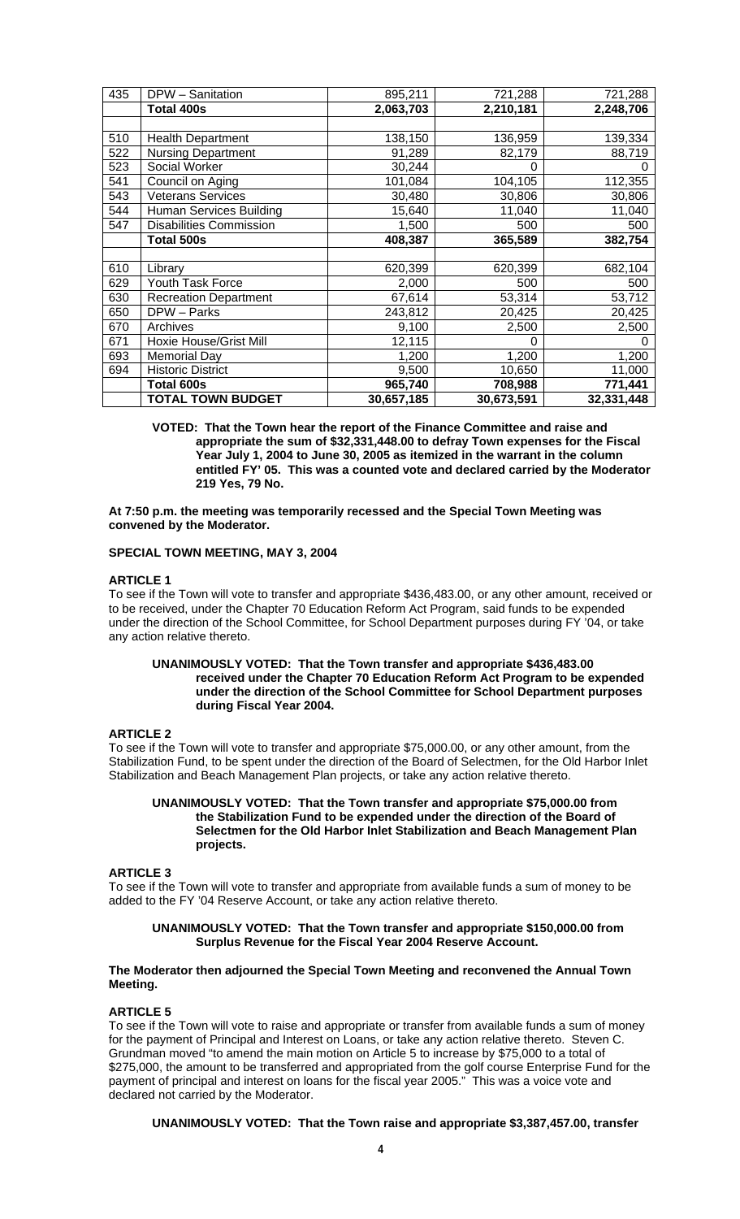| | | | | |
|---|---|---|---|---|
| 435 | DPW – Sanitation | 895,211 | 721,288 | 721,288 |
| | **Total 400s** | **2,063,703** | **2,210,181** | **2,248,706** |
| | | | | |
| 510 | Health Department | 138,150 | 136,959 | 139,334 |
| 522 | Nursing Department | 91,289 | 82,179 | 88,719 |
| 523 | Social Worker | 30,244 | 0 | 0 |
| 541 | Council on Aging | 101,084 | 104,105 | 112,355 |
| 543 | Veterans Services | 30,480 | 30,806 | 30,806 |
| 544 | Human Services Building | 15,640 | 11,040 | 11,040 |
| 547 | Disabilities Commission | 1,500 | 500 | 500 |
| | **Total 500s** | **408,387** | **365,589** | **382,754** |
| | | | | |
| 610 | Library | 620,399 | 620,399 | 682,104 |
| 629 | Youth Task Force | 2,000 | 500 | 500 |
| 630 | Recreation Department | 67,614 | 53,314 | 53,712 |
| 650 | DPW – Parks | 243,812 | 20,425 | 20,425 |
| 670 | Archives | 9,100 | 2,500 | 2,500 |
| 671 | Hoxie House/Grist Mill | 12,115 | 0 | 0 |
| 693 | Memorial Day | 1,200 | 1,200 | 1,200 |
| 694 | Historic District | 9,500 | 10,650 | 11,000 |
| | **Total 600s** | **965,740** | **708,988** | **771,441** |
| | **TOTAL TOWN BUDGET** | **30,657,185** | **30,673,591** | **32,331,448** |

**VOTED: That the Town hear the report of the Finance Committee and raise and appropriate the sum of $32,331,448.00 to defray Town expenses for the Fiscal Year July 1, 2004 to June 30, 2005 as itemized in the warrant in the column entitled FY' 05. This was a counted vote and declared carried by the Moderator 219 Yes, 79 No.**

**At 7:50 p.m. the meeting was temporarily recessed and the Special Town Meeting was convened by the Moderator.**

## SPECIAL TOWN MEETING, MAY 3, 2004

### ARTICLE 1

To see if the Town will vote to transfer and appropriate $436,483.00, or any other amount, received or to be received, under the Chapter 70 Education Reform Act Program, said funds to be expended under the direction of the School Committee, for School Department purposes during FY '04, or take any action relative thereto.

**UNANIMOUSLY VOTED: That the Town transfer and appropriate $436,483.00 received under the Chapter 70 Education Reform Act Program to be expended under the direction of the School Committee for School Department purposes during Fiscal Year 2004.**

### ARTICLE 2

To see if the Town will vote to transfer and appropriate $75,000.00, or any other amount, from the Stabilization Fund, to be spent under the direction of the Board of Selectmen, for the Old Harbor Inlet Stabilization and Beach Management Plan projects, or take any action relative thereto.

**UNANIMOUSLY VOTED: That the Town transfer and appropriate $75,000.00 from the Stabilization Fund to be expended under the direction of the Board of Selectmen for the Old Harbor Inlet Stabilization and Beach Management Plan projects.**

### ARTICLE 3

To see if the Town will vote to transfer and appropriate from available funds a sum of money to be added to the FY '04 Reserve Account, or take any action relative thereto.

**UNANIMOUSLY VOTED: That the Town transfer and appropriate $150,000.00 from Surplus Revenue for the Fiscal Year 2004 Reserve Account.**

**The Moderator then adjourned the Special Town Meeting and reconvened the Annual Town Meeting.**

### ARTICLE 5

To see if the Town will vote to raise and appropriate or transfer from available funds a sum of money for the payment of Principal and Interest on Loans, or take any action relative thereto. Steven C. Grundman moved "to amend the main motion on Article 5 to increase by $75,000 to a total of $275,000, the amount to be transferred and appropriated from the golf course Enterprise Fund for the payment of principal and interest on loans for the fiscal year 2005." This was a voice vote and declared not carried by the Moderator.

**UNANIMOUSLY VOTED: That the Town raise and appropriate $3,387,457.00, transfer**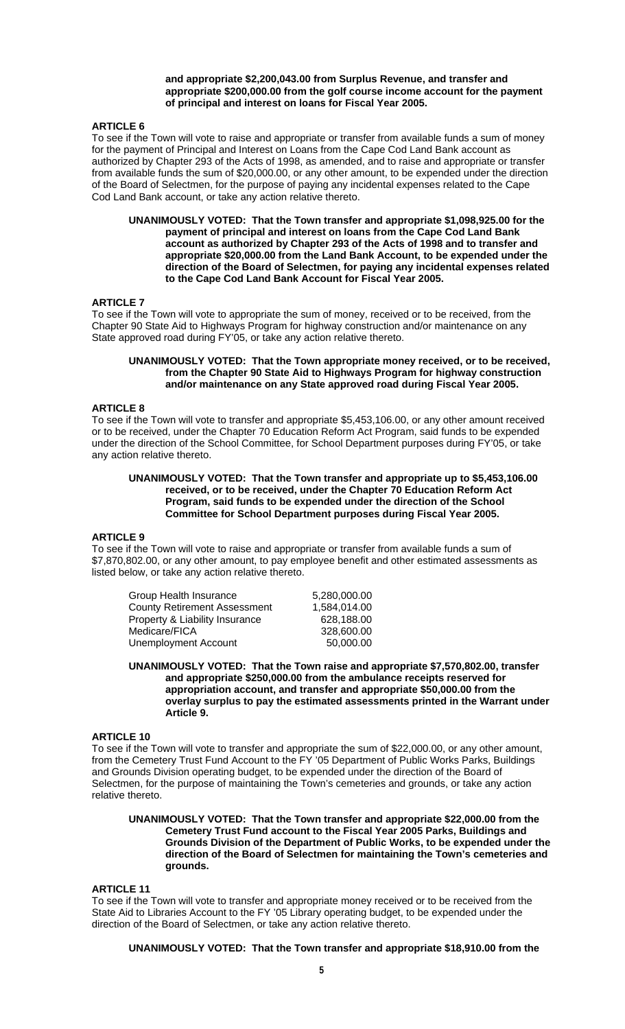**and appropriate $2,200,043.00 from Surplus Revenue, and transfer and appropriate $200,000.00 from the golf course income account for the payment of principal and interest on loans for Fiscal Year 2005.**

### ARTICLE 6

To see if the Town will vote to raise and appropriate or transfer from available funds a sum of money for the payment of Principal and Interest on Loans from the Cape Cod Land Bank account as authorized by Chapter 293 of the Acts of 1998, as amended, and to raise and appropriate or transfer from available funds the sum of $20,000.00, or any other amount, to be expended under the direction of the Board of Selectmen, for the purpose of paying any incidental expenses related to the Cape Cod Land Bank account, or take any action relative thereto.

**UNANIMOUSLY VOTED: That the Town transfer and appropriate $1,098,925.00 for the payment of principal and interest on loans from the Cape Cod Land Bank account as authorized by Chapter 293 of the Acts of 1998 and to transfer and appropriate $20,000.00 from the Land Bank Account, to be expended under the direction of the Board of Selectmen, for paying any incidental expenses related to the Cape Cod Land Bank Account for Fiscal Year 2005.**

### ARTICLE 7

To see if the Town will vote to appropriate the sum of money, received or to be received, from the Chapter 90 State Aid to Highways Program for highway construction and/or maintenance on any State approved road during FY'05, or take any action relative thereto.

**UNANIMOUSLY VOTED: That the Town appropriate money received, or to be received, from the Chapter 90 State Aid to Highways Program for highway construction and/or maintenance on any State approved road during Fiscal Year 2005.**

### ARTICLE 8

To see if the Town will vote to transfer and appropriate $5,453,106.00, or any other amount received or to be received, under the Chapter 70 Education Reform Act Program, said funds to be expended under the direction of the School Committee, for School Department purposes during FY'05, or take any action relative thereto.

**UNANIMOUSLY VOTED: That the Town transfer and appropriate up to $5,453,106.00 received, or to be received, under the Chapter 70 Education Reform Act Program, said funds to be expended under the direction of the School Committee for School Department purposes during Fiscal Year 2005.**

### ARTICLE 9

To see if the Town will vote to raise and appropriate or transfer from available funds a sum of $7,870,802.00, or any other amount, to pay employee benefit and other estimated assessments as listed below, or take any action relative thereto.

| | |
|---|---|
| Group Health Insurance | 5,280,000.00 |
| County Retirement Assessment | 1,584,014.00 |
| Property & Liability Insurance | 628,188.00 |
| Medicare/FICA | 328,600.00 |
| Unemployment Account | 50,000.00 |

**UNANIMOUSLY VOTED: That the Town raise and appropriate $7,570,802.00, transfer and appropriate $250,000.00 from the ambulance receipts reserved for appropriation account, and transfer and appropriate $50,000.00 from the overlay surplus to pay the estimated assessments printed in the Warrant under Article 9.**

### ARTICLE 10

To see if the Town will vote to transfer and appropriate the sum of $22,000.00, or any other amount, from the Cemetery Trust Fund Account to the FY '05 Department of Public Works Parks, Buildings and Grounds Division operating budget, to be expended under the direction of the Board of Selectmen, for the purpose of maintaining the Town's cemeteries and grounds, or take any action relative thereto.

**UNANIMOUSLY VOTED: That the Town transfer and appropriate $22,000.00 from the Cemetery Trust Fund account to the Fiscal Year 2005 Parks, Buildings and Grounds Division of the Department of Public Works, to be expended under the direction of the Board of Selectmen for maintaining the Town's cemeteries and grounds.**

### ARTICLE 11

To see if the Town will vote to transfer and appropriate money received or to be received from the State Aid to Libraries Account to the FY '05 Library operating budget, to be expended under the direction of the Board of Selectmen, or take any action relative thereto.

**UNANIMOUSLY VOTED: That the Town transfer and appropriate $18,910.00 from the**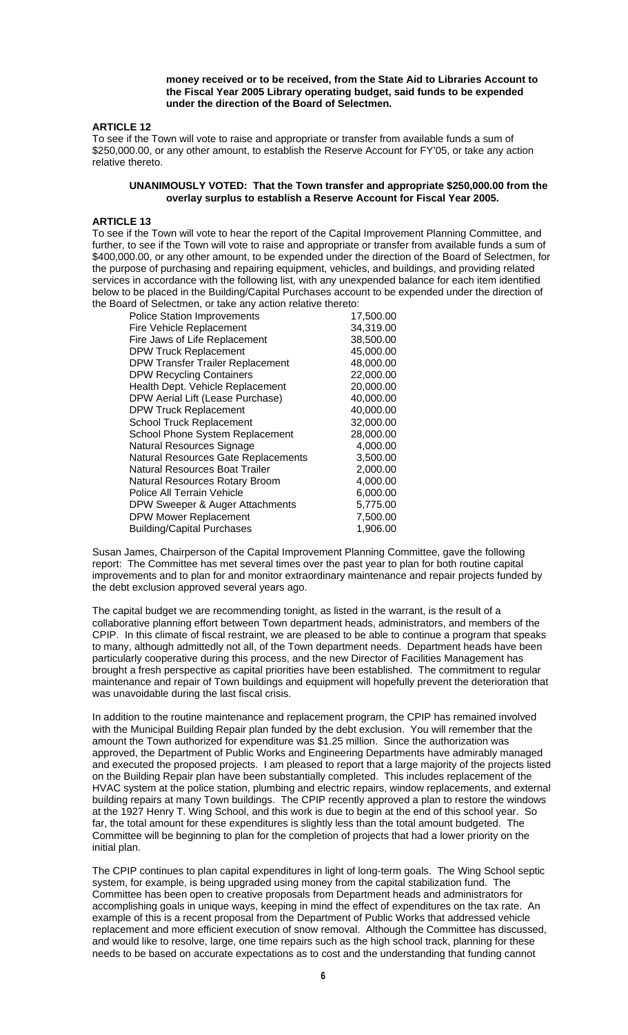**money received or to be received, from the State Aid to Libraries Account to the Fiscal Year 2005 Library operating budget, said funds to be expended under the direction of the Board of Selectmen.**

## ARTICLE 12

To see if the Town will vote to raise and appropriate or transfer from available funds a sum of $250,000.00, or any other amount, to establish the Reserve Account for FY'05, or take any action relative thereto.

**UNANIMOUSLY VOTED: That the Town transfer and appropriate $250,000.00 from the overlay surplus to establish a Reserve Account for Fiscal Year 2005.**

## ARTICLE 13

To see if the Town will vote to hear the report of the Capital Improvement Planning Committee, and further, to see if the Town will vote to raise and appropriate or transfer from available funds a sum of $400,000.00, or any other amount, to be expended under the direction of the Board of Selectmen, for the purpose of purchasing and repairing equipment, vehicles, and buildings, and providing related services in accordance with the following list, with any unexpended balance for each item identified below to be placed in the Building/Capital Purchases account to be expended under the direction of the Board of Selectmen, or take any action relative thereto:

| Item | Amount |
|---|---|
| Police Station Improvements | 17,500.00 |
| Fire Vehicle Replacement | 34,319.00 |
| Fire Jaws of Life Replacement | 38,500.00 |
| DPW Truck Replacement | 45,000.00 |
| DPW Transfer Trailer Replacement | 48,000.00 |
| DPW Recycling Containers | 22,000.00 |
| Health Dept. Vehicle Replacement | 20,000.00 |
| DPW Aerial Lift (Lease Purchase) | 40,000.00 |
| DPW Truck Replacement | 40,000.00 |
| School Truck Replacement | 32,000.00 |
| School Phone System Replacement | 28,000.00 |
| Natural Resources Signage | 4,000.00 |
| Natural Resources Gate Replacements | 3,500.00 |
| Natural Resources Boat Trailer | 2,000.00 |
| Natural Resources Rotary Broom | 4,000.00 |
| Police All Terrain Vehicle | 6,000.00 |
| DPW Sweeper & Auger Attachments | 5,775.00 |
| DPW Mower Replacement | 7,500.00 |
| Building/Capital Purchases | 1,906.00 |

Susan James, Chairperson of the Capital Improvement Planning Committee, gave the following report: The Committee has met several times over the past year to plan for both routine capital improvements and to plan for and monitor extraordinary maintenance and repair projects funded by the debt exclusion approved several years ago.

The capital budget we are recommending tonight, as listed in the warrant, is the result of a collaborative planning effort between Town department heads, administrators, and members of the CPIP. In this climate of fiscal restraint, we are pleased to be able to continue a program that speaks to many, although admittedly not all, of the Town department needs. Department heads have been particularly cooperative during this process, and the new Director of Facilities Management has brought a fresh perspective as capital priorities have been established. The commitment to regular maintenance and repair of Town buildings and equipment will hopefully prevent the deterioration that was unavoidable during the last fiscal crisis.

In addition to the routine maintenance and replacement program, the CPIP has remained involved with the Municipal Building Repair plan funded by the debt exclusion. You will remember that the amount the Town authorized for expenditure was $1.25 million. Since the authorization was approved, the Department of Public Works and Engineering Departments have admirably managed and executed the proposed projects. I am pleased to report that a large majority of the projects listed on the Building Repair plan have been substantially completed. This includes replacement of the HVAC system at the police station, plumbing and electric repairs, window replacements, and external building repairs at many Town buildings. The CPIP recently approved a plan to restore the windows at the 1927 Henry T. Wing School, and this work is due to begin at the end of this school year. So far, the total amount for these expenditures is slightly less than the total amount budgeted. The Committee will be beginning to plan for the completion of projects that had a lower priority on the initial plan.

The CPIP continues to plan capital expenditures in light of long-term goals. The Wing School septic system, for example, is being upgraded using money from the capital stabilization fund. The Committee has been open to creative proposals from Department heads and administrators for accomplishing goals in unique ways, keeping in mind the effect of expenditures on the tax rate. An example of this is a recent proposal from the Department of Public Works that addressed vehicle replacement and more efficient execution of snow removal. Although the Committee has discussed, and would like to resolve, large, one time repairs such as the high school track, planning for these needs to be based on accurate expectations as to cost and the understanding that funding cannot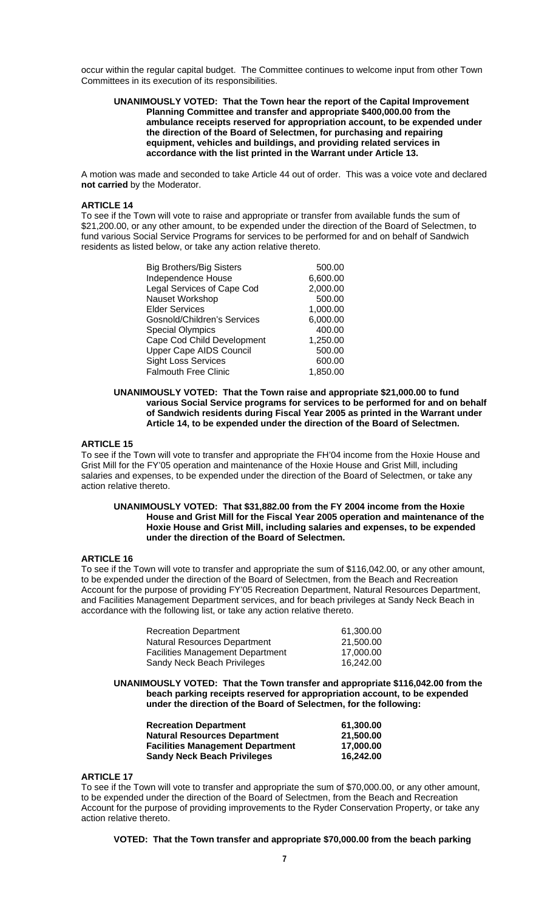occur within the regular capital budget. The Committee continues to welcome input from other Town Committees in its execution of its responsibilities.

**UNANIMOUSLY VOTED: That the Town hear the report of the Capital Improvement Planning Committee and transfer and appropriate $400,000.00 from the ambulance receipts reserved for appropriation account, to be expended under the direction of the Board of Selectmen, for purchasing and repairing equipment, vehicles and buildings, and providing related services in accordance with the list printed in the Warrant under Article 13.**

A motion was made and seconded to take Article 44 out of order. This was a voice vote and declared **not carried** by the Moderator.

### ARTICLE 14

To see if the Town will vote to raise and appropriate or transfer from available funds the sum of $21,200.00, or any other amount, to be expended under the direction of the Board of Selectmen, to fund various Social Service Programs for services to be performed for and on behalf of Sandwich residents as listed below, or take any action relative thereto.

| | |
|---|---|
| Big Brothers/Big Sisters | 500.00 |
| Independence House | 6,600.00 |
| Legal Services of Cape Cod | 2,000.00 |
| Nauset Workshop | 500.00 |
| Elder Services | 1,000.00 |
| Gosnold/Children's Services | 6,000.00 |
| Special Olympics | 400.00 |
| Cape Cod Child Development | 1,250.00 |
| Upper Cape AIDS Council | 500.00 |
| Sight Loss Services | 600.00 |
| Falmouth Free Clinic | 1,850.00 |

**UNANIMOUSLY VOTED: That the Town raise and appropriate $21,000.00 to fund various Social Service programs for services to be performed for and on behalf of Sandwich residents during Fiscal Year 2005 as printed in the Warrant under Article 14, to be expended under the direction of the Board of Selectmen.**

### ARTICLE 15

To see if the Town will vote to transfer and appropriate the FH'04 income from the Hoxie House and Grist Mill for the FY'05 operation and maintenance of the Hoxie House and Grist Mill, including salaries and expenses, to be expended under the direction of the Board of Selectmen, or take any action relative thereto.

**UNANIMOUSLY VOTED: That $31,882.00 from the FY 2004 income from the Hoxie House and Grist Mill for the Fiscal Year 2005 operation and maintenance of the Hoxie House and Grist Mill, including salaries and expenses, to be expended under the direction of the Board of Selectmen.**

### ARTICLE 16

To see if the Town will vote to transfer and appropriate the sum of $116,042.00, or any other amount, to be expended under the direction of the Board of Selectmen, from the Beach and Recreation Account for the purpose of providing FY'05 Recreation Department, Natural Resources Department, and Facilities Management Department services, and for beach privileges at Sandy Neck Beach in accordance with the following list, or take any action relative thereto.

| | |
|---|---|
| Recreation Department | 61,300.00 |
| Natural Resources Department | 21,500.00 |
| Facilities Management Department | 17,000.00 |
| Sandy Neck Beach Privileges | 16,242.00 |

**UNANIMOUSLY VOTED: That the Town transfer and appropriate $116,042.00 from the beach parking receipts reserved for appropriation account, to be expended under the direction of the Board of Selectmen, for the following:**

| | |
|---|---|
| **Recreation Department** | **61,300.00** |
| **Natural Resources Department** | **21,500.00** |
| **Facilities Management Department** | **17,000.00** |
| **Sandy Neck Beach Privileges** | **16,242.00** |

### ARTICLE 17

To see if the Town will vote to transfer and appropriate the sum of $70,000.00, or any other amount, to be expended under the direction of the Board of Selectmen, from the Beach and Recreation Account for the purpose of providing improvements to the Ryder Conservation Property, or take any action relative thereto.

**VOTED: That the Town transfer and appropriate $70,000.00 from the beach parking**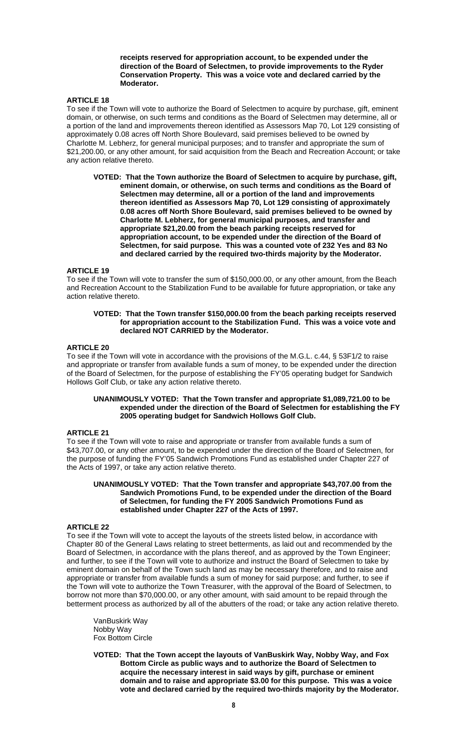**receipts reserved for appropriation account, to be expended under the direction of the Board of Selectmen, to provide improvements to the Ryder Conservation Property. This was a voice vote and declared carried by the Moderator.**

### ARTICLE 18

To see if the Town will vote to authorize the Board of Selectmen to acquire by purchase, gift, eminent domain, or otherwise, on such terms and conditions as the Board of Selectmen may determine, all or a portion of the land and improvements thereon identified as Assessors Map 70, Lot 129 consisting of approximately 0.08 acres off North Shore Boulevard, said premises believed to be owned by Charlotte M. Lebherz, for general municipal purposes; and to transfer and appropriate the sum of $21,200.00, or any other amount, for said acquisition from the Beach and Recreation Account; or take any action relative thereto.

**VOTED: That the Town authorize the Board of Selectmen to acquire by purchase, gift, eminent domain, or otherwise, on such terms and conditions as the Board of Selectmen may determine, all or a portion of the land and improvements thereon identified as Assessors Map 70, Lot 129 consisting of approximately 0.08 acres off North Shore Boulevard, said premises believed to be owned by Charlotte M. Lebherz, for general municipal purposes, and transfer and appropriate $21,20.00 from the beach parking receipts reserved for appropriation account, to be expended under the direction of the Board of Selectmen, for said purpose. This was a counted vote of 232 Yes and 83 No and declared carried by the required two-thirds majority by the Moderator.**

### ARTICLE 19

To see if the Town will vote to transfer the sum of $150,000.00, or any other amount, from the Beach and Recreation Account to the Stabilization Fund to be available for future appropriation, or take any action relative thereto.

**VOTED: That the Town transfer $150,000.00 from the beach parking receipts reserved for appropriation account to the Stabilization Fund. This was a voice vote and declared NOT CARRIED by the Moderator.**

### ARTICLE 20

To see if the Town will vote in accordance with the provisions of the M.G.L. c.44, § 53F1/2 to raise and appropriate or transfer from available funds a sum of money, to be expended under the direction of the Board of Selectmen, for the purpose of establishing the FY'05 operating budget for Sandwich Hollows Golf Club, or take any action relative thereto.

**UNANIMOUSLY VOTED: That the Town transfer and appropriate $1,089,721.00 to be expended under the direction of the Board of Selectmen for establishing the FY 2005 operating budget for Sandwich Hollows Golf Club.**

### ARTICLE 21

To see if the Town will vote to raise and appropriate or transfer from available funds a sum of $43,707.00, or any other amount, to be expended under the direction of the Board of Selectmen, for the purpose of funding the FY'05 Sandwich Promotions Fund as established under Chapter 227 of the Acts of 1997, or take any action relative thereto.

**UNANIMOUSLY VOTED: That the Town transfer and appropriate $43,707.00 from the Sandwich Promotions Fund, to be expended under the direction of the Board of Selectmen, for funding the FY 2005 Sandwich Promotions Fund as established under Chapter 227 of the Acts of 1997.**

### ARTICLE 22

To see if the Town will vote to accept the layouts of the streets listed below, in accordance with Chapter 80 of the General Laws relating to street betterments, as laid out and recommended by the Board of Selectmen, in accordance with the plans thereof, and as approved by the Town Engineer; and further, to see if the Town will vote to authorize and instruct the Board of Selectmen to take by eminent domain on behalf of the Town such land as may be necessary therefore, and to raise and appropriate or transfer from available funds a sum of money for said purpose; and further, to see if the Town will vote to authorize the Town Treasurer, with the approval of the Board of Selectmen, to borrow not more than $70,000.00, or any other amount, with said amount to be repaid through the betterment process as authorized by all of the abutters of the road; or take any action relative thereto.

VanBuskirk Way
Nobby Way
Fox Bottom Circle

**VOTED: That the Town accept the layouts of VanBuskirk Way, Nobby Way, and Fox Bottom Circle as public ways and to authorize the Board of Selectmen to acquire the necessary interest in said ways by gift, purchase or eminent domain and to raise and appropriate $3.00 for this purpose. This was a voice vote and declared carried by the required two-thirds majority by the Moderator.**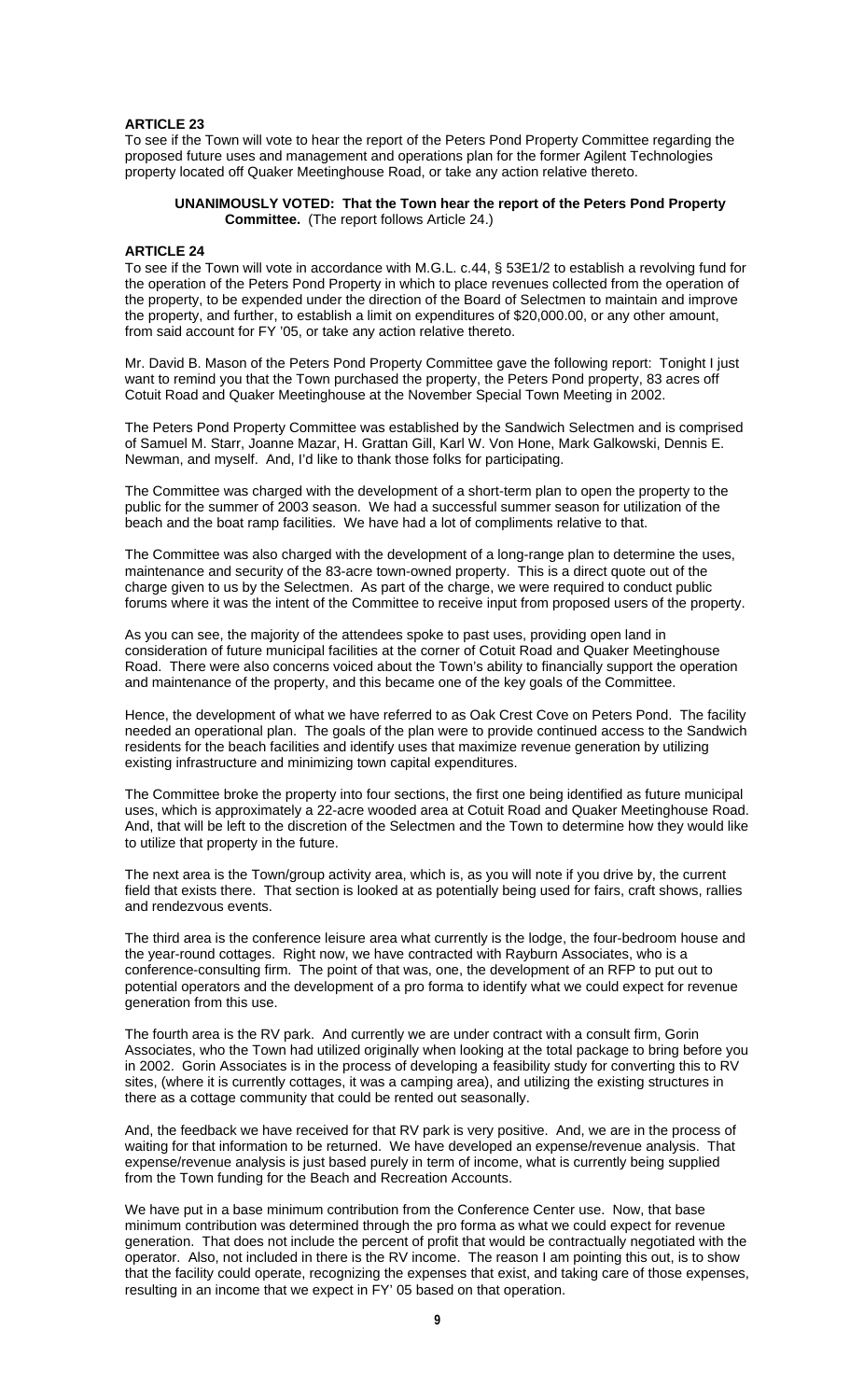## ARTICLE 23

To see if the Town will vote to hear the report of the Peters Pond Property Committee regarding the proposed future uses and management and operations plan for the former Agilent Technologies property located off Quaker Meetinghouse Road, or take any action relative thereto.

> **UNANIMOUSLY VOTED: That the Town hear the report of the Peters Pond Property Committee.** (The report follows Article 24.)

## ARTICLE 24

To see if the Town will vote in accordance with M.G.L. c.44, § 53E1/2 to establish a revolving fund for the operation of the Peters Pond Property in which to place revenues collected from the operation of the property, to be expended under the direction of the Board of Selectmen to maintain and improve the property, and further, to establish a limit on expenditures of $20,000.00, or any other amount, from said account for FY '05, or take any action relative thereto.

Mr. David B. Mason of the Peters Pond Property Committee gave the following report: Tonight I just want to remind you that the Town purchased the property, the Peters Pond property, 83 acres off Cotuit Road and Quaker Meetinghouse at the November Special Town Meeting in 2002.

The Peters Pond Property Committee was established by the Sandwich Selectmen and is comprised of Samuel M. Starr, Joanne Mazar, H. Grattan Gill, Karl W. Von Hone, Mark Galkowski, Dennis E. Newman, and myself. And, I'd like to thank those folks for participating.

The Committee was charged with the development of a short-term plan to open the property to the public for the summer of 2003 season. We had a successful summer season for utilization of the beach and the boat ramp facilities. We have had a lot of compliments relative to that.

The Committee was also charged with the development of a long-range plan to determine the uses, maintenance and security of the 83-acre town-owned property. This is a direct quote out of the charge given to us by the Selectmen. As part of the charge, we were required to conduct public forums where it was the intent of the Committee to receive input from proposed users of the property.

As you can see, the majority of the attendees spoke to past uses, providing open land in consideration of future municipal facilities at the corner of Cotuit Road and Quaker Meetinghouse Road. There were also concerns voiced about the Town's ability to financially support the operation and maintenance of the property, and this became one of the key goals of the Committee.

Hence, the development of what we have referred to as Oak Crest Cove on Peters Pond. The facility needed an operational plan. The goals of the plan were to provide continued access to the Sandwich residents for the beach facilities and identify uses that maximize revenue generation by utilizing existing infrastructure and minimizing town capital expenditures.

The Committee broke the property into four sections, the first one being identified as future municipal uses, which is approximately a 22-acre wooded area at Cotuit Road and Quaker Meetinghouse Road. And, that will be left to the discretion of the Selectmen and the Town to determine how they would like to utilize that property in the future.

The next area is the Town/group activity area, which is, as you will note if you drive by, the current field that exists there. That section is looked at as potentially being used for fairs, craft shows, rallies and rendezvous events.

The third area is the conference leisure area what currently is the lodge, the four-bedroom house and the year-round cottages. Right now, we have contracted with Rayburn Associates, who is a conference-consulting firm. The point of that was, one, the development of an RFP to put out to potential operators and the development of a pro forma to identify what we could expect for revenue generation from this use.

The fourth area is the RV park. And currently we are under contract with a consult firm, Gorin Associates, who the Town had utilized originally when looking at the total package to bring before you in 2002. Gorin Associates is in the process of developing a feasibility study for converting this to RV sites, (where it is currently cottages, it was a camping area), and utilizing the existing structures in there as a cottage community that could be rented out seasonally.

And, the feedback we have received for that RV park is very positive. And, we are in the process of waiting for that information to be returned. We have developed an expense/revenue analysis. That expense/revenue analysis is just based purely in term of income, what is currently being supplied from the Town funding for the Beach and Recreation Accounts.

We have put in a base minimum contribution from the Conference Center use. Now, that base minimum contribution was determined through the pro forma as what we could expect for revenue generation. That does not include the percent of profit that would be contractually negotiated with the operator. Also, not included in there is the RV income. The reason I am pointing this out, is to show that the facility could operate, recognizing the expenses that exist, and taking care of those expenses, resulting in an income that we expect in FY' 05 based on that operation.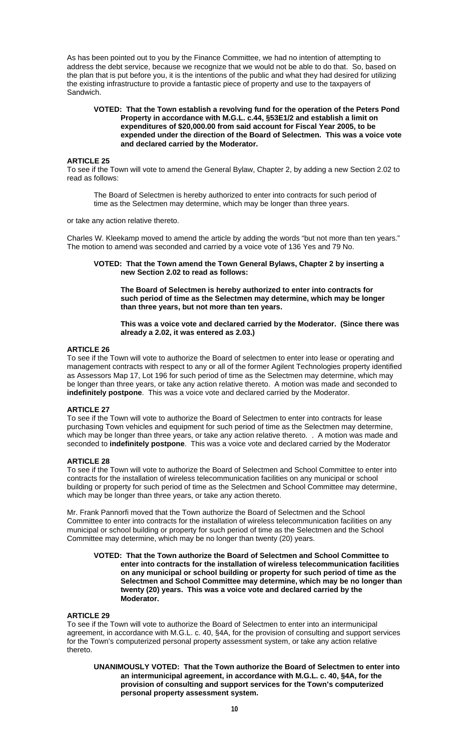As has been pointed out to you by the Finance Committee, we had no intention of attempting to address the debt service, because we recognize that we would not be able to do that. So, based on the plan that is put before you, it is the intentions of the public and what they had desired for utilizing the existing infrastructure to provide a fantastic piece of property and use to the taxpayers of Sandwich.

> **VOTED: That the Town establish a revolving fund for the operation of the Peters Pond Property in accordance with M.G.L. c.44, §53E1/2 and establish a limit on expenditures of $20,000.00 from said account for Fiscal Year 2005, to be expended under the direction of the Board of Selectmen. This was a voice vote and declared carried by the Moderator.**

### ARTICLE 25

To see if the Town will vote to amend the General Bylaw, Chapter 2, by adding a new Section 2.02 to read as follows:

> The Board of Selectmen is hereby authorized to enter into contracts for such period of time as the Selectmen may determine, which may be longer than three years.

or take any action relative thereto.

Charles W. Kleekamp moved to amend the article by adding the words "but not more than ten years." The motion to amend was seconded and carried by a voice vote of 136 Yes and 79 No.

> **VOTED: That the Town amend the Town General Bylaws, Chapter 2 by inserting a new Section 2.02 to read as follows:**
>
> **The Board of Selectmen is hereby authorized to enter into contracts for such period of time as the Selectmen may determine, which may be longer than three years, but not more than ten years.**
>
> **This was a voice vote and declared carried by the Moderator. (Since there was already a 2.02, it was entered as 2.03.)**

### ARTICLE 26

To see if the Town will vote to authorize the Board of selectmen to enter into lease or operating and management contracts with respect to any or all of the former Agilent Technologies property identified as Assessors Map 17, Lot 196 for such period of time as the Selectmen may determine, which may be longer than three years, or take any action relative thereto. A motion was made and seconded to **indefinitely postpone**. This was a voice vote and declared carried by the Moderator.

### ARTICLE 27

To see if the Town will vote to authorize the Board of Selectmen to enter into contracts for lease purchasing Town vehicles and equipment for such period of time as the Selectmen may determine, which may be longer than three years, or take any action relative thereto. . A motion was made and seconded to **indefinitely postpone**. This was a voice vote and declared carried by the Moderator

### ARTICLE 28

To see if the Town will vote to authorize the Board of Selectmen and School Committee to enter into contracts for the installation of wireless telecommunication facilities on any municipal or school building or property for such period of time as the Selectmen and School Committee may determine, which may be longer than three years, or take any action thereto.

Mr. Frank Pannorfi moved that the Town authorize the Board of Selectmen and the School Committee to enter into contracts for the installation of wireless telecommunication facilities on any municipal or school building or property for such period of time as the Selectmen and the School Committee may determine, which may be no longer than twenty (20) years.

> **VOTED: That the Town authorize the Board of Selectmen and School Committee to enter into contracts for the installation of wireless telecommunication facilities on any municipal or school building or property for such period of time as the Selectmen and School Committee may determine, which may be no longer than twenty (20) years. This was a voice vote and declared carried by the Moderator.**

### ARTICLE 29

To see if the Town will vote to authorize the Board of Selectmen to enter into an intermunicipal agreement, in accordance with M.G.L. c. 40, §4A, for the provision of consulting and support services for the Town's computerized personal property assessment system, or take any action relative thereto.

> **UNANIMOUSLY VOTED: That the Town authorize the Board of Selectmen to enter into an intermunicipal agreement, in accordance with M.G.L. c. 40, §4A, for the provision of consulting and support services for the Town's computerized personal property assessment system.**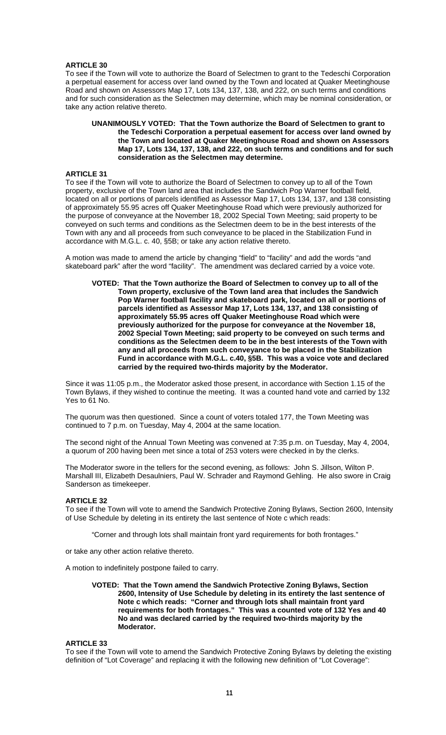## ARTICLE 30

To see if the Town will vote to authorize the Board of Selectmen to grant to the Tedeschi Corporation a perpetual easement for access over land owned by the Town and located at Quaker Meetinghouse Road and shown on Assessors Map 17, Lots 134, 137, 138, and 222, on such terms and conditions and for such consideration as the Selectmen may determine, which may be nominal consideration, or take any action relative thereto.

> **UNANIMOUSLY VOTED: That the Town authorize the Board of Selectmen to grant to the Tedeschi Corporation a perpetual easement for access over land owned by the Town and located at Quaker Meetinghouse Road and shown on Assessors Map 17, Lots 134, 137, 138, and 222, on such terms and conditions and for such consideration as the Selectmen may determine.**

## ARTICLE 31

To see if the Town will vote to authorize the Board of Selectmen to convey up to all of the Town property, exclusive of the Town land area that includes the Sandwich Pop Warner football field, located on all or portions of parcels identified as Assessor Map 17, Lots 134, 137, and 138 consisting of approximately 55.95 acres off Quaker Meetinghouse Road which were previously authorized for the purpose of conveyance at the November 18, 2002 Special Town Meeting; said property to be conveyed on such terms and conditions as the Selectmen deem to be in the best interests of the Town with any and all proceeds from such conveyance to be placed in the Stabilization Fund in accordance with M.G.L. c. 40, §5B; or take any action relative thereto.

A motion was made to amend the article by changing "field" to "facility" and add the words "and skateboard park" after the word "facility". The amendment was declared carried by a voice vote.

> **VOTED: That the Town authorize the Board of Selectmen to convey up to all of the Town property, exclusive of the Town land area that includes the Sandwich Pop Warner football facility and skateboard park, located on all or portions of parcels identified as Assessor Map 17, Lots 134, 137, and 138 consisting of approximately 55.95 acres off Quaker Meetinghouse Road which were previously authorized for the purpose for conveyance at the November 18, 2002 Special Town Meeting; said property to be conveyed on such terms and conditions as the Selectmen deem to be in the best interests of the Town with any and all proceeds from such conveyance to be placed in the Stabilization Fund in accordance with M.G.L. c.40, §5B. This was a voice vote and declared carried by the required two-thirds majority by the Moderator.**

Since it was 11:05 p.m., the Moderator asked those present, in accordance with Section 1.15 of the Town Bylaws, if they wished to continue the meeting. It was a counted hand vote and carried by 132 Yes to 61 No.

The quorum was then questioned. Since a count of voters totaled 177, the Town Meeting was continued to 7 p.m. on Tuesday, May 4, 2004 at the same location.

The second night of the Annual Town Meeting was convened at 7:35 p.m. on Tuesday, May 4, 2004, a quorum of 200 having been met since a total of 253 voters were checked in by the clerks.

The Moderator swore in the tellers for the second evening, as follows: John S. Jillson, Wilton P. Marshall III, Elizabeth Desaulniers, Paul W. Schrader and Raymond Gehling. He also swore in Craig Sanderson as timekeeper.

## ARTICLE 32

To see if the Town will vote to amend the Sandwich Protective Zoning Bylaws, Section 2600, Intensity of Use Schedule by deleting in its entirety the last sentence of Note c which reads:

> "Corner and through lots shall maintain front yard requirements for both frontages."

or take any other action relative thereto.

A motion to indefinitely postpone failed to carry.

> **VOTED: That the Town amend the Sandwich Protective Zoning Bylaws, Section 2600, Intensity of Use Schedule by deleting in its entirety the last sentence of Note c which reads: "Corner and through lots shall maintain front yard requirements for both frontages." This was a counted vote of 132 Yes and 40 No and was declared carried by the required two-thirds majority by the Moderator.**

## ARTICLE 33

To see if the Town will vote to amend the Sandwich Protective Zoning Bylaws by deleting the existing definition of "Lot Coverage" and replacing it with the following new definition of "Lot Coverage":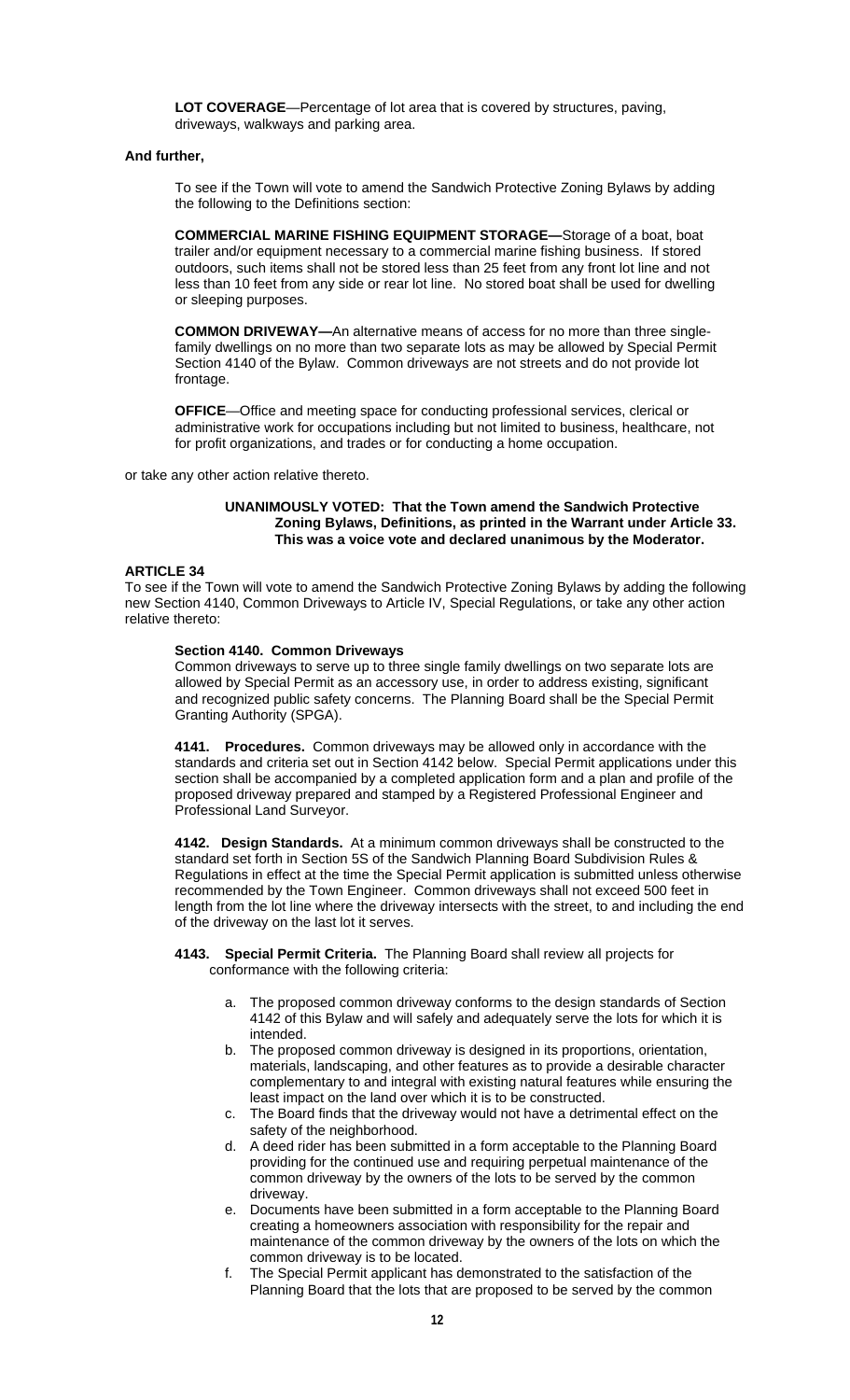**LOT COVERAGE**—Percentage of lot area that is covered by structures, paving, driveways, walkways and parking area.

**And further,**

To see if the Town will vote to amend the Sandwich Protective Zoning Bylaws by adding the following to the Definitions section:

**COMMERCIAL MARINE FISHING EQUIPMENT STORAGE—**Storage of a boat, boat trailer and/or equipment necessary to a commercial marine fishing business. If stored outdoors, such items shall not be stored less than 25 feet from any front lot line and not less than 10 feet from any side or rear lot line. No stored boat shall be used for dwelling or sleeping purposes.

**COMMON DRIVEWAY—**An alternative means of access for no more than three single-family dwellings on no more than two separate lots as may be allowed by Special Permit Section 4140 of the Bylaw. Common driveways are not streets and do not provide lot frontage.

**OFFICE**—Office and meeting space for conducting professional services, clerical or administrative work for occupations including but not limited to business, healthcare, not for profit organizations, and trades or for conducting a home occupation.

or take any other action relative thereto.

**UNANIMOUSLY VOTED: That the Town amend the Sandwich Protective Zoning Bylaws, Definitions, as printed in the Warrant under Article 33. This was a voice vote and declared unanimous by the Moderator.**

**ARTICLE 34**

To see if the Town will vote to amend the Sandwich Protective Zoning Bylaws by adding the following new Section 4140, Common Driveways to Article IV, Special Regulations, or take any other action relative thereto:

**Section 4140. Common Driveways**

Common driveways to serve up to three single family dwellings on two separate lots are allowed by Special Permit as an accessory use, in order to address existing, significant and recognized public safety concerns. The Planning Board shall be the Special Permit Granting Authority (SPGA).

**4141. Procedures.** Common driveways may be allowed only in accordance with the standards and criteria set out in Section 4142 below. Special Permit applications under this section shall be accompanied by a completed application form and a plan and profile of the proposed driveway prepared and stamped by a Registered Professional Engineer and Professional Land Surveyor.

**4142. Design Standards.** At a minimum common driveways shall be constructed to the standard set forth in Section 5S of the Sandwich Planning Board Subdivision Rules & Regulations in effect at the time the Special Permit application is submitted unless otherwise recommended by the Town Engineer. Common driveways shall not exceed 500 feet in length from the lot line where the driveway intersects with the street, to and including the end of the driveway on the last lot it serves.

**4143. Special Permit Criteria.** The Planning Board shall review all projects for conformance with the following criteria:

a. The proposed common driveway conforms to the design standards of Section 4142 of this Bylaw and will safely and adequately serve the lots for which it is intended.
b. The proposed common driveway is designed in its proportions, orientation, materials, landscaping, and other features as to provide a desirable character complementary to and integral with existing natural features while ensuring the least impact on the land over which it is to be constructed.
c. The Board finds that the driveway would not have a detrimental effect on the safety of the neighborhood.
d. A deed rider has been submitted in a form acceptable to the Planning Board providing for the continued use and requiring perpetual maintenance of the common driveway by the owners of the lots to be served by the common driveway.
e. Documents have been submitted in a form acceptable to the Planning Board creating a homeowners association with responsibility for the repair and maintenance of the common driveway by the owners of the lots on which the common driveway is to be located.
f. The Special Permit applicant has demonstrated to the satisfaction of the Planning Board that the lots that are proposed to be served by the common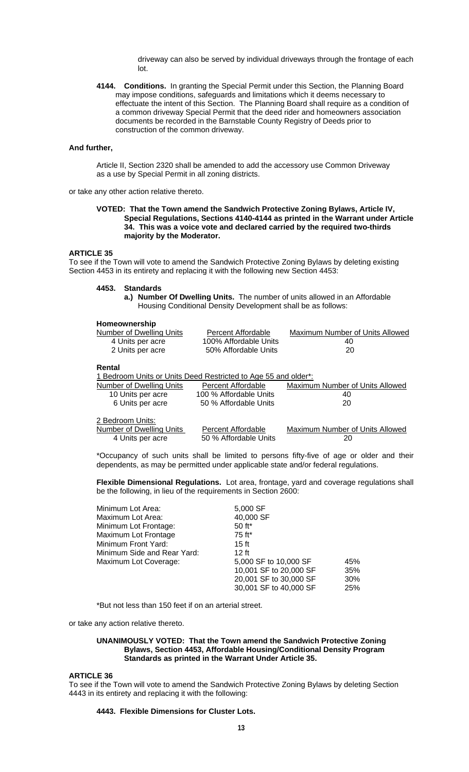driveway can also be served by individual driveways through the frontage of each lot.

**4144. Conditions.** In granting the Special Permit under this Section, the Planning Board may impose conditions, safeguards and limitations which it deems necessary to effectuate the intent of this Section. The Planning Board shall require as a condition of a common driveway Special Permit that the deed rider and homeowners association documents be recorded in the Barnstable County Registry of Deeds prior to construction of the common driveway.

**And further,**

Article II, Section 2320 shall be amended to add the accessory use Common Driveway as a use by Special Permit in all zoning districts.

or take any other action relative thereto.

**VOTED: That the Town amend the Sandwich Protective Zoning Bylaws, Article IV, Special Regulations, Sections 4140-4144 as printed in the Warrant under Article 34. This was a voice vote and declared carried by the required two-thirds majority by the Moderator.**

**ARTICLE 35**

To see if the Town will vote to amend the Sandwich Protective Zoning Bylaws by deleting existing Section 4453 in its entirety and replacing it with the following new Section 4453:

**4453. Standards**

**a.) Number Of Dwelling Units.** The number of units allowed in an Affordable Housing Conditional Density Development shall be as follows:

**Homeownership**

| Number of Dwelling Units | Percent Affordable | Maximum Number of Units Allowed |
|---|---|---|
| 4 Units per acre | 100% Affordable Units | 40 |
| 2 Units per acre | 50% Affordable Units | 20 |

**Rental**

1 Bedroom Units or Units Deed Restricted to Age 55 and older*:

| Number of Dwelling Units | Percent Affordable | Maximum Number of Units Allowed |
|---|---|---|
| 10 Units per acre | 100 % Affordable Units | 40 |
| 6 Units per acre | 50 % Affordable Units | 20 |

2 Bedroom Units:

| Number of Dwelling Units | Percent Affordable | Maximum Number of Units Allowed |
|---|---|---|
| 4 Units per acre | 50 % Affordable Units | 20 |

*Occupancy of such units shall be limited to persons fifty-five of age or older and their dependents, as may be permitted under applicable state and/or federal regulations.

**Flexible Dimensional Regulations.** Lot area, frontage, yard and coverage regulations shall be the following, in lieu of the requirements in Section 2600:

| | | |
|---|---|---|
| Minimum Lot Area: | 5,000 SF | |
| Maximum Lot Area: | 40,000 SF | |
| Minimum Lot Frontage: | 50 ft* | |
| Maximum Lot Frontage | 75 ft* | |
| Minimum Front Yard: | 15 ft | |
| Minimum Side and Rear Yard: | 12 ft | |
| Maximum Lot Coverage: | 5,000 SF to 10,000 SF | 45% |
| | 10,001 SF to 20,000 SF | 35% |
| | 20,001 SF to 30,000 SF | 30% |
| | 30,001 SF to 40,000 SF | 25% |

*But not less than 150 feet if on an arterial street.

or take any action relative thereto.

**UNANIMOUSLY VOTED: That the Town amend the Sandwich Protective Zoning Bylaws, Section 4453, Affordable Housing/Conditional Density Program Standards as printed in the Warrant Under Article 35.**

**ARTICLE 36**

To see if the Town will vote to amend the Sandwich Protective Zoning Bylaws by deleting Section 4443 in its entirety and replacing it with the following:

**4443. Flexible Dimensions for Cluster Lots.**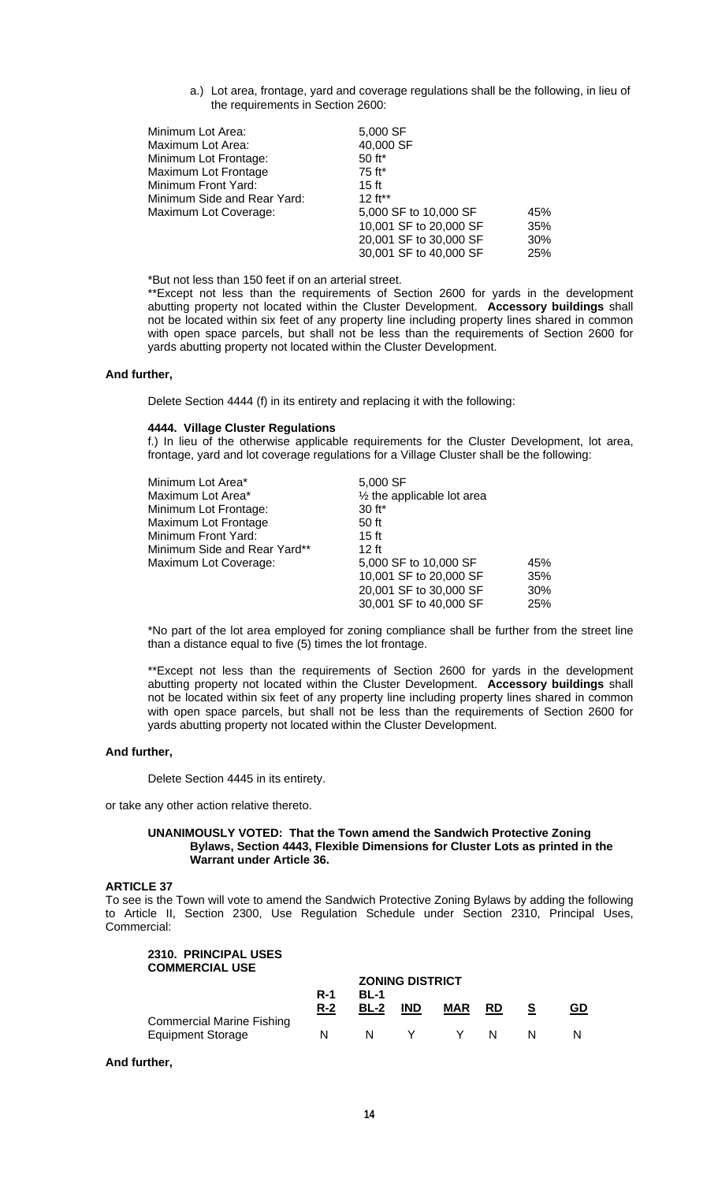a.) Lot area, frontage, yard and coverage regulations shall be the following, in lieu of the requirements in Section 2600:

| | | |
|---|---|---|
| Minimum Lot Area: | 5,000 SF | |
| Maximum Lot Area: | 40,000 SF | |
| Minimum Lot Frontage: | 50 ft* | |
| Maximum Lot Frontage | 75 ft* | |
| Minimum Front Yard: | 15 ft | |
| Minimum Side and Rear Yard: | 12 ft** | |
| Maximum Lot Coverage: | 5,000 SF to 10,000 SF | 45% |
| | 10,001 SF to 20,000 SF | 35% |
| | 20,001 SF to 30,000 SF | 30% |
| | 30,001 SF to 40,000 SF | 25% |

*But not less than 150 feet if on an arterial street.

**Except not less than the requirements of Section 2600 for yards in the development abutting property not located within the Cluster Development. **Accessory buildings** shall not be located within six feet of any property line including property lines shared in common with open space parcels, but shall not be less than the requirements of Section 2600 for yards abutting property not located within the Cluster Development.

**And further,**

Delete Section 4444 (f) in its entirety and replacing it with the following:

**4444. Village Cluster Regulations**

f.) In lieu of the otherwise applicable requirements for the Cluster Development, lot area, frontage, yard and lot coverage regulations for a Village Cluster shall be the following:

| | | |
|---|---|---|
| Minimum Lot Area* | 5,000 SF | |
| Maximum Lot Area* | ½ the applicable lot area | |
| Minimum Lot Frontage: | 30 ft* | |
| Maximum Lot Frontage | 50 ft | |
| Minimum Front Yard: | 15 ft | |
| Minimum Side and Rear Yard** | 12 ft | |
| Maximum Lot Coverage: | 5,000 SF to 10,000 SF | 45% |
| | 10,001 SF to 20,000 SF | 35% |
| | 20,001 SF to 30,000 SF | 30% |
| | 30,001 SF to 40,000 SF | 25% |

*No part of the lot area employed for zoning compliance shall be further from the street line than a distance equal to five (5) times the lot frontage.

**Except not less than the requirements of Section 2600 for yards in the development abutting property not located within the Cluster Development. **Accessory buildings** shall not be located within six feet of any property line including property lines shared in common with open space parcels, but shall not be less than the requirements of Section 2600 for yards abutting property not located within the Cluster Development.

**And further,**

Delete Section 4445 in its entirety.

or take any other action relative thereto.

**UNANIMOUSLY VOTED: That the Town amend the Sandwich Protective Zoning Bylaws, Section 4443, Flexible Dimensions for Cluster Lots as printed in the Warrant under Article 36.**

**ARTICLE 37**

To see is the Town will vote to amend the Sandwich Protective Zoning Bylaws by adding the following to Article II, Section 2300, Use Regulation Schedule under Section 2310, Principal Uses, Commercial:

**2310. PRINCIPAL USES**
**COMMERCIAL USE**

| | ZONING DISTRICT | | | | | | |
|---|---|---|---|---|---|---|---|
| | R-1 R-2 | BL-1 BL-2 | IND | MAR | RD | S | GD |
| Commercial Marine Fishing Equipment Storage | N | N | Y | Y | N | N | N |

**And further,**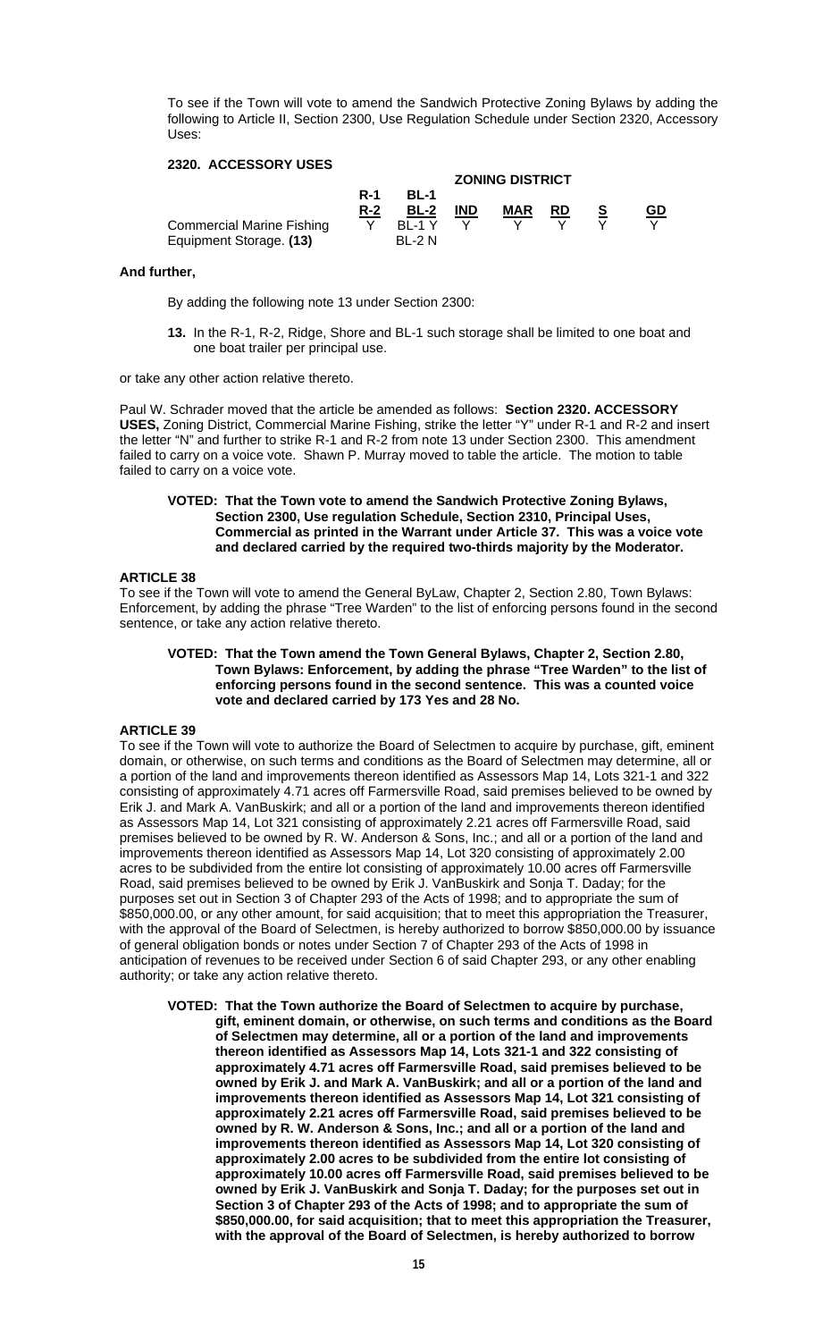To see if the Town will vote to amend the Sandwich Protective Zoning Bylaws by adding the following to Article II, Section 2300, Use Regulation Schedule under Section 2320, Accessory Uses:

**2320. ACCESSORY USES**

| | ZONING DISTRICT | | | | | | |
|---|---|---|---|---|---|---|---|
| | R-1 R-2 | BL-1 BL-2 | IND | MAR | RD | S | GD |
| Commercial Marine Fishing Equipment Storage. **(13)** | Y | BL-1 Y BL-2 N | Y | Y | Y | Y | Y |

**And further,**

By adding the following note 13 under Section 2300:

**13.** In the R-1, R-2, Ridge, Shore and BL-1 such storage shall be limited to one boat and one boat trailer per principal use.

or take any other action relative thereto.

Paul W. Schrader moved that the article be amended as follows: **Section 2320. ACCESSORY USES,** Zoning District, Commercial Marine Fishing, strike the letter "Y" under R-1 and R-2 and insert the letter "N" and further to strike R-1 and R-2 from note 13 under Section 2300. This amendment failed to carry on a voice vote. Shawn P. Murray moved to table the article. The motion to table failed to carry on a voice vote.

**VOTED: That the Town vote to amend the Sandwich Protective Zoning Bylaws, Section 2300, Use regulation Schedule, Section 2310, Principal Uses, Commercial as printed in the Warrant under Article 37. This was a voice vote and declared carried by the required two-thirds majority by the Moderator.**

### ARTICLE 38

To see if the Town will vote to amend the General ByLaw, Chapter 2, Section 2.80, Town Bylaws: Enforcement, by adding the phrase "Tree Warden" to the list of enforcing persons found in the second sentence, or take any action relative thereto.

**VOTED: That the Town amend the Town General Bylaws, Chapter 2, Section 2.80, Town Bylaws: Enforcement, by adding the phrase "Tree Warden" to the list of enforcing persons found in the second sentence. This was a counted voice vote and declared carried by 173 Yes and 28 No.**

### ARTICLE 39

To see if the Town will vote to authorize the Board of Selectmen to acquire by purchase, gift, eminent domain, or otherwise, on such terms and conditions as the Board of Selectmen may determine, all or a portion of the land and improvements thereon identified as Assessors Map 14, Lots 321-1 and 322 consisting of approximately 4.71 acres off Farmersville Road, said premises believed to be owned by Erik J. and Mark A. VanBuskirk; and all or a portion of the land and improvements thereon identified as Assessors Map 14, Lot 321 consisting of approximately 2.21 acres off Farmersville Road, said premises believed to be owned by R. W. Anderson & Sons, Inc.; and all or a portion of the land and improvements thereon identified as Assessors Map 14, Lot 320 consisting of approximately 2.00 acres to be subdivided from the entire lot consisting of approximately 10.00 acres off Farmersville Road, said premises believed to be owned by Erik J. VanBuskirk and Sonja T. Daday; for the purposes set out in Section 3 of Chapter 293 of the Acts of 1998; and to appropriate the sum of $850,000.00, or any other amount, for said acquisition; that to meet this appropriation the Treasurer, with the approval of the Board of Selectmen, is hereby authorized to borrow $850,000.00 by issuance of general obligation bonds or notes under Section 7 of Chapter 293 of the Acts of 1998 in anticipation of revenues to be received under Section 6 of said Chapter 293, or any other enabling authority; or take any action relative thereto.

**VOTED: That the Town authorize the Board of Selectmen to acquire by purchase, gift, eminent domain, or otherwise, on such terms and conditions as the Board of Selectmen may determine, all or a portion of the land and improvements thereon identified as Assessors Map 14, Lots 321-1 and 322 consisting of approximately 4.71 acres off Farmersville Road, said premises believed to be owned by Erik J. and Mark A. VanBuskirk; and all or a portion of the land and improvements thereon identified as Assessors Map 14, Lot 321 consisting of approximately 2.21 acres off Farmersville Road, said premises believed to be owned by R. W. Anderson & Sons, Inc.; and all or a portion of the land and improvements thereon identified as Assessors Map 14, Lot 320 consisting of approximately 2.00 acres to be subdivided from the entire lot consisting of approximately 10.00 acres off Farmersville Road, said premises believed to be owned by Erik J. VanBuskirk and Sonja T. Daday; for the purposes set out in Section 3 of Chapter 293 of the Acts of 1998; and to appropriate the sum of $850,000.00, for said acquisition; that to meet this appropriation the Treasurer, with the approval of the Board of Selectmen, is hereby authorized to borrow**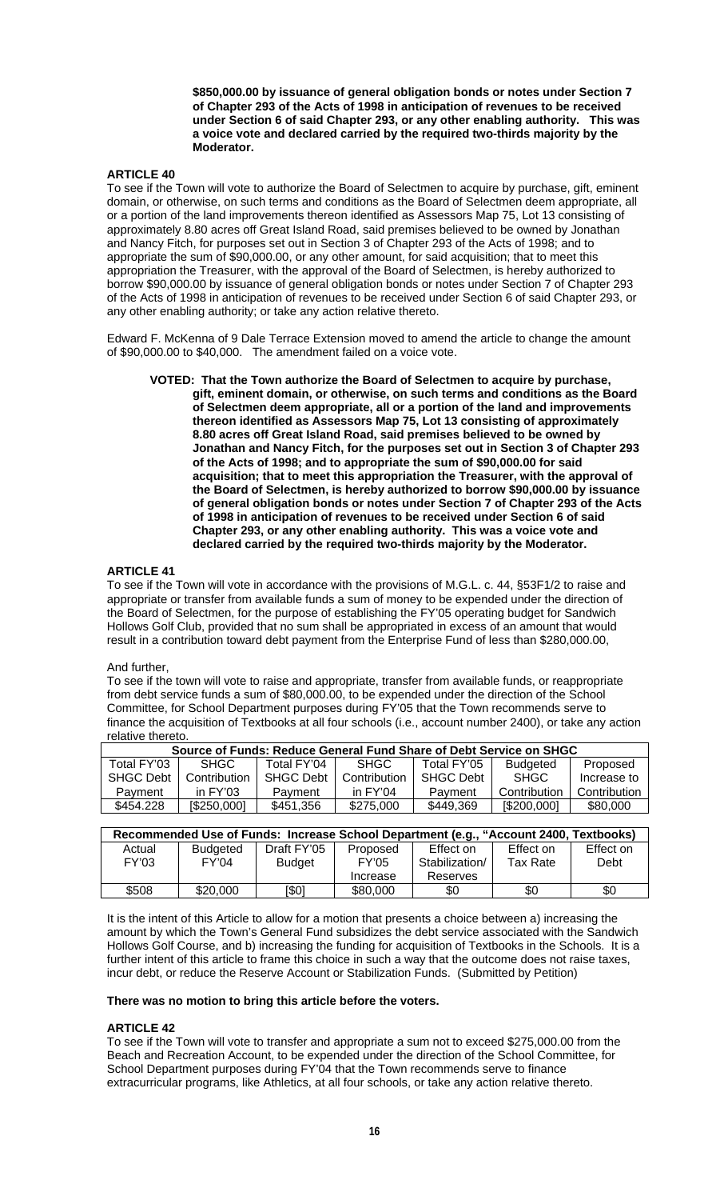**$850,000.00 by issuance of general obligation bonds or notes under Section 7 of Chapter 293 of the Acts of 1998 in anticipation of revenues to be received under Section 6 of said Chapter 293, or any other enabling authority. This was a voice vote and declared carried by the required two-thirds majority by the Moderator.**

**ARTICLE 40**

To see if the Town will vote to authorize the Board of Selectmen to acquire by purchase, gift, eminent domain, or otherwise, on such terms and conditions as the Board of Selectmen deem appropriate, all or a portion of the land improvements thereon identified as Assessors Map 75, Lot 13 consisting of approximately 8.80 acres off Great Island Road, said premises believed to be owned by Jonathan and Nancy Fitch, for purposes set out in Section 3 of Chapter 293 of the Acts of 1998; and to appropriate the sum of $90,000.00, or any other amount, for said acquisition; that to meet this appropriation the Treasurer, with the approval of the Board of Selectmen, is hereby authorized to borrow $90,000.00 by issuance of general obligation bonds or notes under Section 7 of Chapter 293 of the Acts of 1998 in anticipation of revenues to be received under Section 6 of said Chapter 293, or any other enabling authority; or take any action relative thereto.

Edward F. McKenna of 9 Dale Terrace Extension moved to amend the article to change the amount of $90,000.00 to $40,000. The amendment failed on a voice vote.

**VOTED: That the Town authorize the Board of Selectmen to acquire by purchase, gift, eminent domain, or otherwise, on such terms and conditions as the Board of Selectmen deem appropriate, all or a portion of the land and improvements thereon identified as Assessors Map 75, Lot 13 consisting of approximately 8.80 acres off Great Island Road, said premises believed to be owned by Jonathan and Nancy Fitch, for the purposes set out in Section 3 of Chapter 293 of the Acts of 1998; and to appropriate the sum of $90,000.00 for said acquisition; that to meet this appropriation the Treasurer, with the approval of the Board of Selectmen, is hereby authorized to borrow $90,000.00 by issuance of general obligation bonds or notes under Section 7 of Chapter 293 of the Acts of 1998 in anticipation of revenues to be received under Section 6 of said Chapter 293, or any other enabling authority. This was a voice vote and declared carried by the required two-thirds majority by the Moderator.**

**ARTICLE 41**

To see if the Town will vote in accordance with the provisions of M.G.L. c. 44, §53F1/2 to raise and appropriate or transfer from available funds a sum of money to be expended under the direction of the Board of Selectmen, for the purpose of establishing the FY'05 operating budget for Sandwich Hollows Golf Club, provided that no sum shall be appropriated in excess of an amount that would result in a contribution toward debt payment from the Enterprise Fund of less than $280,000.00,

And further,

To see if the town will vote to raise and appropriate, transfer from available funds, or reappropriate from debt service funds a sum of $80,000.00, to be expended under the direction of the School Committee, for School Department purposes during FY'05 that the Town recommends serve to finance the acquisition of Textbooks at all four schools (i.e., account number 2400), or take any action relative thereto.

| Source of Funds: Reduce General Fund Share of Debt Service on SHGC | | | | | | |
|---|---|---|---|---|---|---|
| Total FY'03 SHGC Debt Payment | SHGC Contribution in FY'03 | Total FY'04 SHGC Debt Payment | SHGC Contribution in FY'04 | Total FY'05 SHGC Debt Payment | Budgeted SHGC Contribution | Proposed Increase to Contribution |
| $454.228 | [$250,000] | $451,356 | $275,000 | $449,369 | [$200,000] | $80,000 |

| Recommended Use of Funds: Increase School Department (e.g., "Account 2400, Textbooks) | | | | | | |
|---|---|---|---|---|---|---|
| Actual FY'03 | Budgeted FY'04 | Draft FY'05 Budget | Proposed FY'05 Increase | Effect on Stabilization/ Reserves | Effect on Tax Rate | Effect on Debt |
| $508 | $20,000 | [$0] | $80,000 | $0 | $0 | $0 |

It is the intent of this Article to allow for a motion that presents a choice between a) increasing the amount by which the Town's General Fund subsidizes the debt service associated with the Sandwich Hollows Golf Course, and b) increasing the funding for acquisition of Textbooks in the Schools. It is a further intent of this article to frame this choice in such a way that the outcome does not raise taxes, incur debt, or reduce the Reserve Account or Stabilization Funds. (Submitted by Petition)

**There was no motion to bring this article before the voters.**

**ARTICLE 42**

To see if the Town will vote to transfer and appropriate a sum not to exceed $275,000.00 from the Beach and Recreation Account, to be expended under the direction of the School Committee, for School Department purposes during FY'04 that the Town recommends serve to finance extracurricular programs, like Athletics, at all four schools, or take any action relative thereto.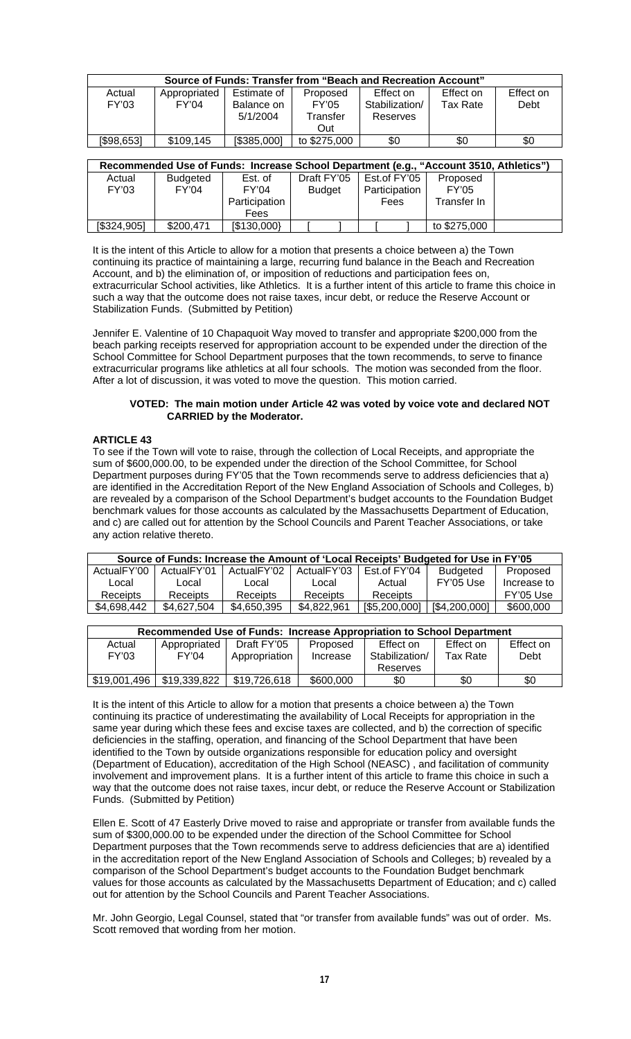| Source of Funds: Transfer from "Beach and Recreation Account" | | | | | | |
|---|---|---|---|---|---|---|
| Actual FY'03 | Appropriated FY'04 | Estimate of Balance on 5/1/2004 | Proposed FY'05 Transfer Out | Effect on Stabilization/ Reserves | Effect on Tax Rate | Effect on Debt |
| [$98,653] | $109,145 | [$385,000] | to $275,000 | $0 | $0 | $0 |

| Recommended Use of Funds: Increase School Department (e.g., "Account 3510, Athletics") | | | | | | |
|---|---|---|---|---|---|---|
| Actual FY'03 | Budgeted FY'04 | Est. of FY'04 Participation Fees | Draft FY'05 Budget | Est.of FY'05 Participation Fees | Proposed FY'05 Transfer In | |
| [$324,905] | $200,471 | [$130,000} | [ ] | [ ] | to $275,000 | |

It is the intent of this Article to allow for a motion that presents a choice between a) the Town continuing its practice of maintaining a large, recurring fund balance in the Beach and Recreation Account, and b) the elimination of, or imposition of reductions and participation fees on, extracurricular School activities, like Athletics. It is a further intent of this article to frame this choice in such a way that the outcome does not raise taxes, incur debt, or reduce the Reserve Account or Stabilization Funds. (Submitted by Petition)

Jennifer E. Valentine of 10 Chapaquoit Way moved to transfer and appropriate $200,000 from the beach parking receipts reserved for appropriation account to be expended under the direction of the School Committee for School Department purposes that the town recommends, to serve to finance extracurricular programs like athletics at all four schools. The motion was seconded from the floor. After a lot of discussion, it was voted to move the question. This motion carried.

**VOTED: The main motion under Article 42 was voted by voice vote and declared NOT CARRIED by the Moderator.**

**ARTICLE 43**

To see if the Town will vote to raise, through the collection of Local Receipts, and appropriate the sum of $600,000.00, to be expended under the direction of the School Committee, for School Department purposes during FY'05 that the Town recommends serve to address deficiencies that a) are identified in the Accreditation Report of the New England Association of Schools and Colleges, b) are revealed by a comparison of the School Department's budget accounts to the Foundation Budget benchmark values for those accounts as calculated by the Massachusetts Department of Education, and c) are called out for attention by the School Councils and Parent Teacher Associations, or take any action relative thereto.

| Source of Funds: Increase the Amount of 'Local Receipts' Budgeted for Use in FY'05 | | | | | | |
|---|---|---|---|---|---|---|
| ActualFY'00 Local Receipts | ActualFY'01 Local Receipts | ActualFY'02 Local Receipts | ActualFY'03 Local Receipts | Est.of FY'04 Actual Receipts | Budgeted FY'05 Use | Proposed Increase to FY'05 Use |
| $4,698,442 | $4,627,504 | $4,650,395 | $4,822,961 | [$5,200,000] | [$4,200,000] | $600,000 |

| Recommended Use of Funds: Increase Appropriation to School Department | | | | | | |
|---|---|---|---|---|---|---|
| Actual FY'03 | Appropriated FY'04 | Draft FY'05 Appropriation | Proposed Increase | Effect on Stabilization/ Reserves | Effect on Tax Rate | Effect on Debt |
| $19,001,496 | $19,339,822 | $19,726,618 | $600,000 | $0 | $0 | $0 |

It is the intent of this Article to allow for a motion that presents a choice between a) the Town continuing its practice of underestimating the availability of Local Receipts for appropriation in the same year during which these fees and excise taxes are collected, and b) the correction of specific deficiencies in the staffing, operation, and financing of the School Department that have been identified to the Town by outside organizations responsible for education policy and oversight (Department of Education), accreditation of the High School (NEASC) , and facilitation of community involvement and improvement plans. It is a further intent of this article to frame this choice in such a way that the outcome does not raise taxes, incur debt, or reduce the Reserve Account or Stabilization Funds. (Submitted by Petition)

Ellen E. Scott of 47 Easterly Drive moved to raise and appropriate or transfer from available funds the sum of $300,000.00 to be expended under the direction of the School Committee for School Department purposes that the Town recommends serve to address deficiencies that are a) identified in the accreditation report of the New England Association of Schools and Colleges; b) revealed by a comparison of the School Department's budget accounts to the Foundation Budget benchmark values for those accounts as calculated by the Massachusetts Department of Education; and c) called out for attention by the School Councils and Parent Teacher Associations.

Mr. John Georgio, Legal Counsel, stated that "or transfer from available funds" was out of order. Ms. Scott removed that wording from her motion.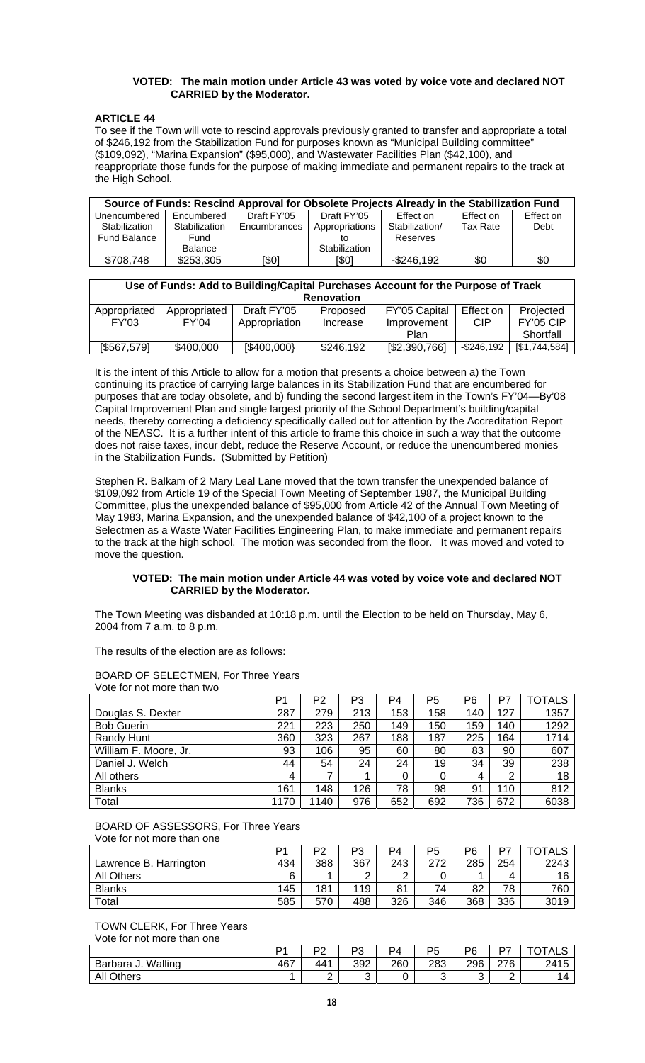**VOTED: The main motion under Article 43 was voted by voice vote and declared NOT CARRIED by the Moderator.**

## ARTICLE 44

To see if the Town will vote to rescind approvals previously granted to transfer and appropriate a total of $246,192 from the Stabilization Fund for purposes known as "Municipal Building committee" ($109,092), "Marina Expansion" ($95,000), and Wastewater Facilities Plan ($42,100), and reappropriate those funds for the purpose of making immediate and permanent repairs to the track at the High School.

| Source of Funds: Rescind Approval for Obsolete Projects Already in the Stabilization Fund | | | | | | |
|---|---|---|---|---|---|---|
| Unencumbered Stabilization Fund Balance | Encumbered Stabilization Fund Balance | Draft FY'05 Encumbrances | Draft FY'05 Appropriations to Stabilization | Effect on Stabilization/ Reserves | Effect on Tax Rate | Effect on Debt |
| $708,748 | $253,305 | [$0] | [$0] | -$246,192 | $0 | $0 |

| Use of Funds: Add to Building/Capital Purchases Account for the Purpose of Track Renovation | | | | | | |
|---|---|---|---|---|---|---|
| Appropriated FY'03 | Appropriated FY'04 | Draft FY'05 Appropriation | Proposed Increase | FY'05 Capital Improvement Plan | Effect on CIP | Projected FY'05 CIP Shortfall |
| [$567,579] | $400,000 | [$400,000} | $246,192 | [$2,390,766] | -$246,192 | [$1,744,584] |

It is the intent of this Article to allow for a motion that presents a choice between a) the Town continuing its practice of carrying large balances in its Stabilization Fund that are encumbered for purposes that are today obsolete, and b) funding the second largest item in the Town's FY'04—By'08 Capital Improvement Plan and single largest priority of the School Department's building/capital needs, thereby correcting a deficiency specifically called out for attention by the Accreditation Report of the NEASC. It is a further intent of this article to frame this choice in such a way that the outcome does not raise taxes, incur debt, reduce the Reserve Account, or reduce the unencumbered monies in the Stabilization Funds. (Submitted by Petition)

Stephen R. Balkam of 2 Mary Leal Lane moved that the town transfer the unexpended balance of $109,092 from Article 19 of the Special Town Meeting of September 1987, the Municipal Building Committee, plus the unexpended balance of $95,000 from Article 42 of the Annual Town Meeting of May 1983, Marina Expansion, and the unexpended balance of $42,100 of a project known to the Selectmen as a Waste Water Facilities Engineering Plan, to make immediate and permanent repairs to the track at the high school. The motion was seconded from the floor. It was moved and voted to move the question.

**VOTED: The main motion under Article 44 was voted by voice vote and declared NOT CARRIED by the Moderator.**

The Town Meeting was disbanded at 10:18 p.m. until the Election to be held on Thursday, May 6, 2004 from 7 a.m. to 8 p.m.

The results of the election are as follows:

BOARD OF SELECTMEN, For Three Years
Vote for not more than two

| | P1 | P2 | P3 | P4 | P5 | P6 | P7 | TOTALS |
|---|---|---|---|---|---|---|---|---|
| Douglas S. Dexter | 287 | 279 | 213 | 153 | 158 | 140 | 127 | 1357 |
| Bob Guerin | 221 | 223 | 250 | 149 | 150 | 159 | 140 | 1292 |
| Randy Hunt | 360 | 323 | 267 | 188 | 187 | 225 | 164 | 1714 |
| William F. Moore, Jr. | 93 | 106 | 95 | 60 | 80 | 83 | 90 | 607 |
| Daniel J. Welch | 44 | 54 | 24 | 24 | 19 | 34 | 39 | 238 |
| All others | 4 | 7 | 1 | 0 | 0 | 4 | 2 | 18 |
| Blanks | 161 | 148 | 126 | 78 | 98 | 91 | 110 | 812 |
| Total | 1170 | 1140 | 976 | 652 | 692 | 736 | 672 | 6038 |

BOARD OF ASSESSORS, For Three Years
Vote for not more than one

| | P1 | P2 | P3 | P4 | P5 | P6 | P7 | TOTALS |
|---|---|---|---|---|---|---|---|---|
| Lawrence B. Harrington | 434 | 388 | 367 | 243 | 272 | 285 | 254 | 2243 |
| All Others | 6 | 1 | 2 | 2 | 0 | 1 | 4 | 16 |
| Blanks | 145 | 181 | 119 | 81 | 74 | 82 | 78 | 760 |
| Total | 585 | 570 | 488 | 326 | 346 | 368 | 336 | 3019 |

TOWN CLERK, For Three Years
Vote for not more than one

| | P1 | P2 | P3 | P4 | P5 | P6 | P7 | TOTALS |
|---|---|---|---|---|---|---|---|---|
| Barbara J. Walling | 467 | 441 | 392 | 260 | 283 | 296 | 276 | 2415 |
| All Others | 1 | 2 | 3 | 0 | 3 | 3 | 2 | 14 |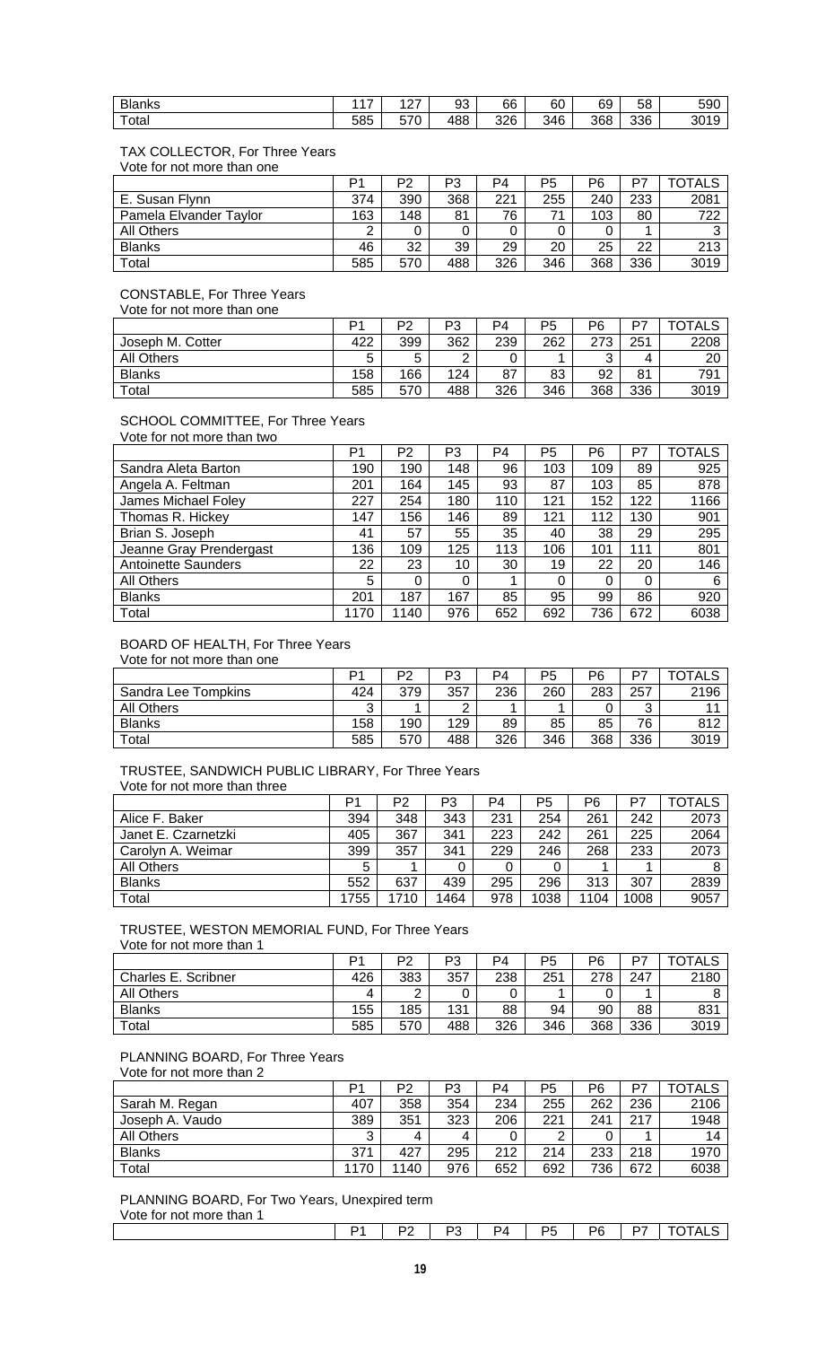| | | | | | | | | |
|---|---|---|---|---|---|---|---|---|
| Blanks | 117 | 127 | 93 | 66 | 60 | 69 | 58 | 590 |
| Total | 585 | 570 | 488 | 326 | 346 | 368 | 336 | 3019 |

TAX COLLECTOR, For Three Years
Vote for not more than one

| | P1 | P2 | P3 | P4 | P5 | P6 | P7 | TOTALS |
|---|---|---|---|---|---|---|---|---|
| E. Susan Flynn | 374 | 390 | 368 | 221 | 255 | 240 | 233 | 2081 |
| Pamela Elvander Taylor | 163 | 148 | 81 | 76 | 71 | 103 | 80 | 722 |
| All Others | 2 | 0 | 0 | 0 | 0 | 0 | 1 | 3 |
| Blanks | 46 | 32 | 39 | 29 | 20 | 25 | 22 | 213 |
| Total | 585 | 570 | 488 | 326 | 346 | 368 | 336 | 3019 |

CONSTABLE, For Three Years
Vote for not more than one

| | P1 | P2 | P3 | P4 | P5 | P6 | P7 | TOTALS |
|---|---|---|---|---|---|---|---|---|
| Joseph M. Cotter | 422 | 399 | 362 | 239 | 262 | 273 | 251 | 2208 |
| All Others | 5 | 5 | 2 | 0 | 1 | 3 | 4 | 20 |
| Blanks | 158 | 166 | 124 | 87 | 83 | 92 | 81 | 791 |
| Total | 585 | 570 | 488 | 326 | 346 | 368 | 336 | 3019 |

SCHOOL COMMITTEE, For Three Years
Vote for not more than two

| | P1 | P2 | P3 | P4 | P5 | P6 | P7 | TOTALS |
|---|---|---|---|---|---|---|---|---|
| Sandra Aleta Barton | 190 | 190 | 148 | 96 | 103 | 109 | 89 | 925 |
| Angela A. Feltman | 201 | 164 | 145 | 93 | 87 | 103 | 85 | 878 |
| James Michael Foley | 227 | 254 | 180 | 110 | 121 | 152 | 122 | 1166 |
| Thomas R. Hickey | 147 | 156 | 146 | 89 | 121 | 112 | 130 | 901 |
| Brian S. Joseph | 41 | 57 | 55 | 35 | 40 | 38 | 29 | 295 |
| Jeanne Gray Prendergast | 136 | 109 | 125 | 113 | 106 | 101 | 111 | 801 |
| Antoinette Saunders | 22 | 23 | 10 | 30 | 19 | 22 | 20 | 146 |
| All Others | 5 | 0 | 0 | 1 | 0 | 0 | 0 | 6 |
| Blanks | 201 | 187 | 167 | 85 | 95 | 99 | 86 | 920 |
| Total | 1170 | 1140 | 976 | 652 | 692 | 736 | 672 | 6038 |

BOARD OF HEALTH, For Three Years
Vote for not more than one

| | P1 | P2 | P3 | P4 | P5 | P6 | P7 | TOTALS |
|---|---|---|---|---|---|---|---|---|
| Sandra Lee Tompkins | 424 | 379 | 357 | 236 | 260 | 283 | 257 | 2196 |
| All Others | 3 | 1 | 2 | 1 | 1 | 0 | 3 | 11 |
| Blanks | 158 | 190 | 129 | 89 | 85 | 85 | 76 | 812 |
| Total | 585 | 570 | 488 | 326 | 346 | 368 | 336 | 3019 |

TRUSTEE, SANDWICH PUBLIC LIBRARY, For Three Years
Vote for not more than three

| | P1 | P2 | P3 | P4 | P5 | P6 | P7 | TOTALS |
|---|---|---|---|---|---|---|---|---|
| Alice F. Baker | 394 | 348 | 343 | 231 | 254 | 261 | 242 | 2073 |
| Janet E. Czarnetzki | 405 | 367 | 341 | 223 | 242 | 261 | 225 | 2064 |
| Carolyn A. Weimar | 399 | 357 | 341 | 229 | 246 | 268 | 233 | 2073 |
| All Others | 5 | 1 | 0 | 0 | 0 | 1 | 1 | 8 |
| Blanks | 552 | 637 | 439 | 295 | 296 | 313 | 307 | 2839 |
| Total | 1755 | 1710 | 1464 | 978 | 1038 | 1104 | 1008 | 9057 |

TRUSTEE, WESTON MEMORIAL FUND, For Three Years
Vote for not more than 1

| | P1 | P2 | P3 | P4 | P5 | P6 | P7 | TOTALS |
|---|---|---|---|---|---|---|---|---|
| Charles E. Scribner | 426 | 383 | 357 | 238 | 251 | 278 | 247 | 2180 |
| All Others | 4 | 2 | 0 | 0 | 1 | 0 | 1 | 8 |
| Blanks | 155 | 185 | 131 | 88 | 94 | 90 | 88 | 831 |
| Total | 585 | 570 | 488 | 326 | 346 | 368 | 336 | 3019 |

PLANNING BOARD, For Three Years
Vote for not more than 2

| | P1 | P2 | P3 | P4 | P5 | P6 | P7 | TOTALS |
|---|---|---|---|---|---|---|---|---|
| Sarah M. Regan | 407 | 358 | 354 | 234 | 255 | 262 | 236 | 2106 |
| Joseph A. Vaudo | 389 | 351 | 323 | 206 | 221 | 241 | 217 | 1948 |
| All Others | 3 | 4 | 4 | 0 | 2 | 0 | 1 | 14 |
| Blanks | 371 | 427 | 295 | 212 | 214 | 233 | 218 | 1970 |
| Total | 1170 | 1140 | 976 | 652 | 692 | 736 | 672 | 6038 |

PLANNING BOARD, For Two Years, Unexpired term
Vote for not more than 1

| | P1 | P2 | P3 | P4 | P5 | P6 | P7 | TOTALS |
|---|---|---|---|---|---|---|---|---|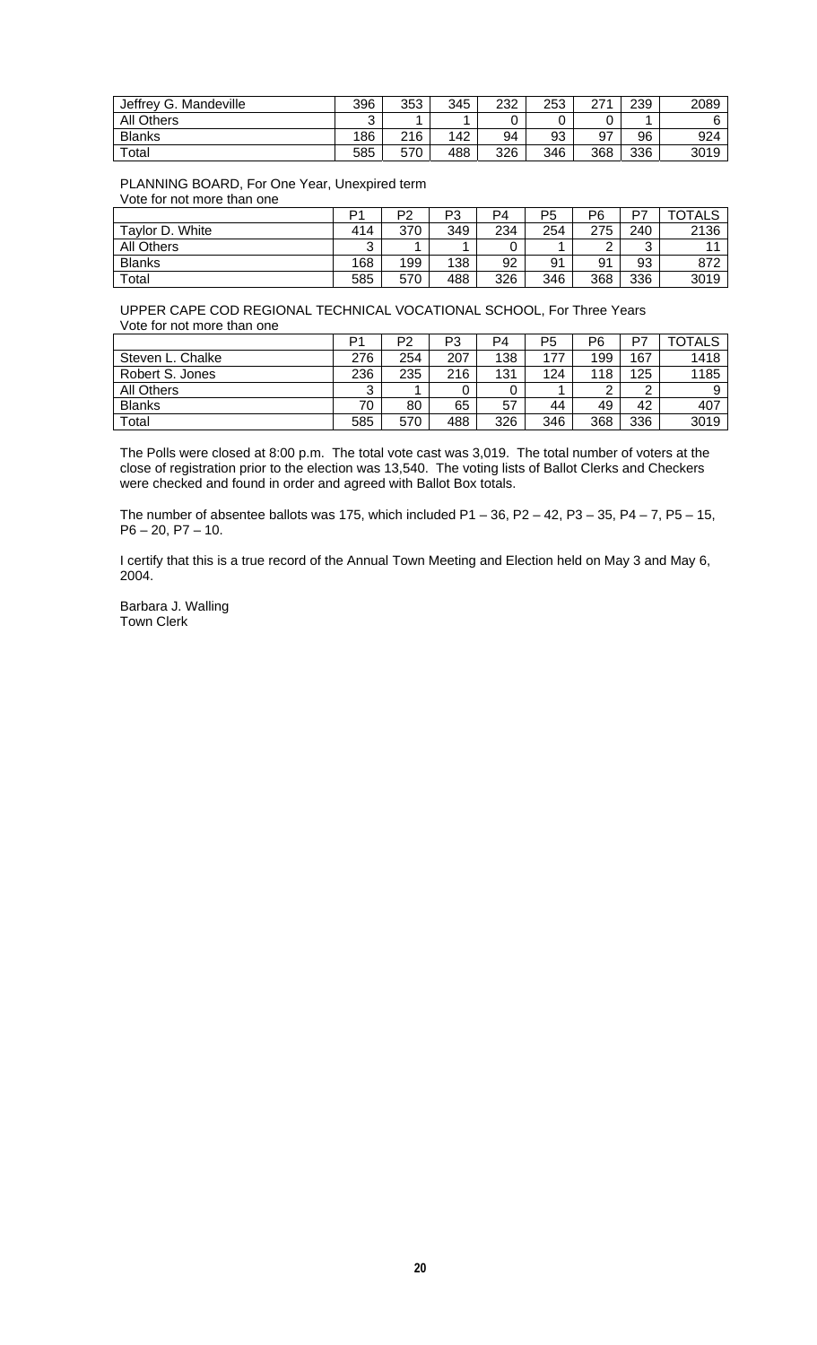| | | | | | | | | |
|---|---|---|---|---|---|---|---|---|
| Jeffrey G. Mandeville | 396 | 353 | 345 | 232 | 253 | 271 | 239 | 2089 |
| All Others | 3 | 1 | 1 | 0 | 0 | 0 | 1 | 6 |
| Blanks | 186 | 216 | 142 | 94 | 93 | 97 | 96 | 924 |
| Total | 585 | 570 | 488 | 326 | 346 | 368 | 336 | 3019 |

PLANNING BOARD, For One Year, Unexpired term
Vote for not more than one

| | P1 | P2 | P3 | P4 | P5 | P6 | P7 | TOTALS |
|---|---|---|---|---|---|---|---|---|
| Taylor D. White | 414 | 370 | 349 | 234 | 254 | 275 | 240 | 2136 |
| All Others | 3 | 1 | 1 | 0 | 1 | 2 | 3 | 11 |
| Blanks | 168 | 199 | 138 | 92 | 91 | 91 | 93 | 872 |
| Total | 585 | 570 | 488 | 326 | 346 | 368 | 336 | 3019 |

UPPER CAPE COD REGIONAL TECHNICAL VOCATIONAL SCHOOL, For Three Years
Vote for not more than one

| | P1 | P2 | P3 | P4 | P5 | P6 | P7 | TOTALS |
|---|---|---|---|---|---|---|---|---|
| Steven L. Chalke | 276 | 254 | 207 | 138 | 177 | 199 | 167 | 1418 |
| Robert S. Jones | 236 | 235 | 216 | 131 | 124 | 118 | 125 | 1185 |
| All Others | 3 | 1 | 0 | 0 | 1 | 2 | 2 | 9 |
| Blanks | 70 | 80 | 65 | 57 | 44 | 49 | 42 | 407 |
| Total | 585 | 570 | 488 | 326 | 346 | 368 | 336 | 3019 |

The Polls were closed at 8:00 p.m. The total vote cast was 3,019. The total number of voters at the close of registration prior to the election was 13,540. The voting lists of Ballot Clerks and Checkers were checked and found in order and agreed with Ballot Box totals.

The number of absentee ballots was 175, which included P1 – 36, P2 – 42, P3 – 35, P4 – 7, P5 – 15, P6 – 20, P7 – 10.

I certify that this is a true record of the Annual Town Meeting and Election held on May 3 and May 6, 2004.

Barbara J. Walling
Town Clerk